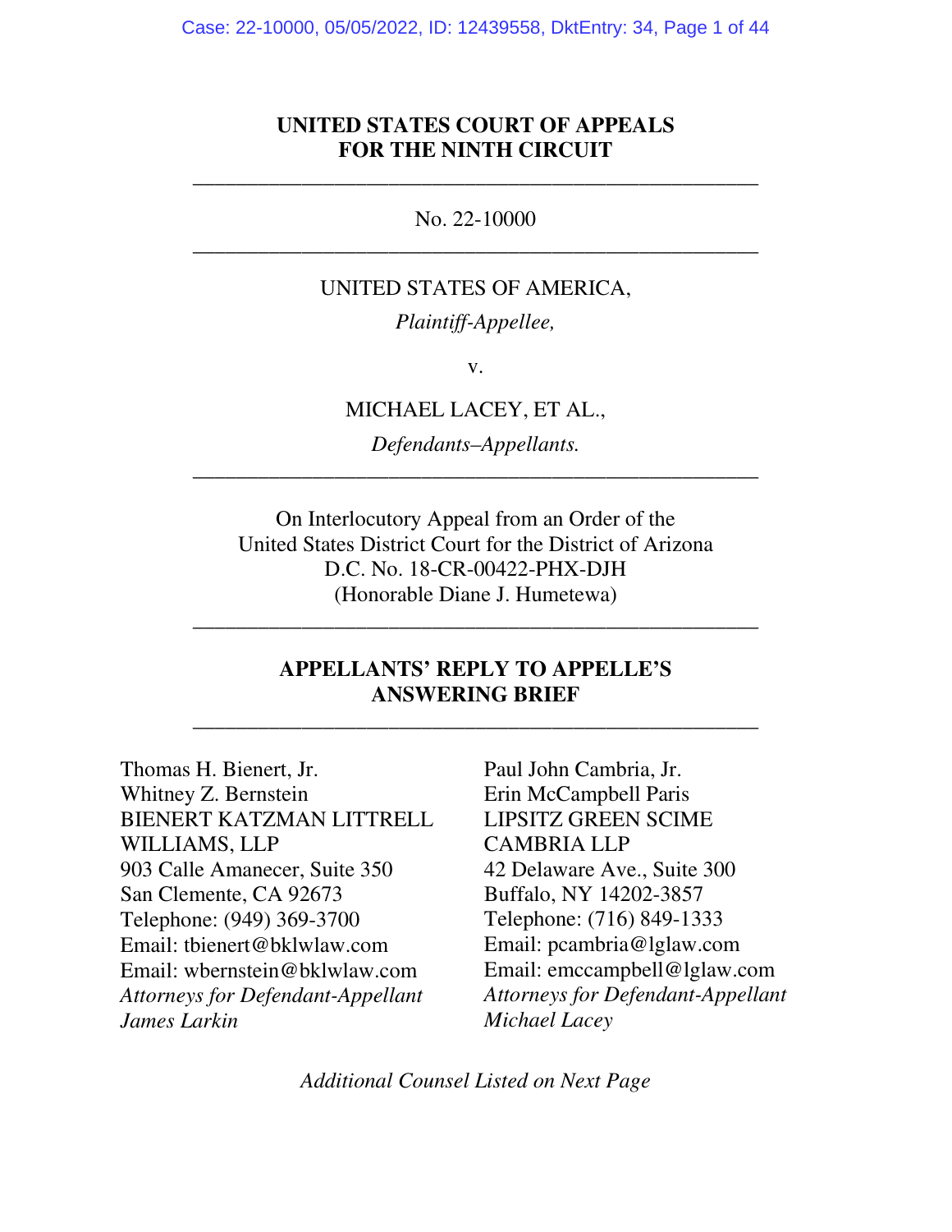**UNITED STATES COURT OF APPEALS**
**FOR THE NINTH CIRCUIT**

---

No. 22-10000

---

UNITED STATES OF AMERICA,

*Plaintiff-Appellee,*

v.

MICHAEL LACEY, ET AL.,

*Defendants–Appellants.*

---

On Interlocutory Appeal from an Order of the
United States District Court for the District of Arizona
D.C. No. 18-CR-00422-PHX-DJH
(Honorable Diane J. Humetewa)

---

**APPELLANTS' REPLY TO APPELLE'S ANSWERING BRIEF**

---

Thomas H. Bienert, Jr.
Whitney Z. Bernstein
BIENERT KATZMAN LITTRELL WILLIAMS, LLP
903 Calle Amanecer, Suite 350
San Clemente, CA 92673
Telephone: (949) 369-3700
Email: tbienert@bklwlaw.com
Email: wbernstein@bklwlaw.com
*Attorneys for Defendant-Appellant James Larkin*

Paul John Cambria, Jr.
Erin McCampbell Paris
LIPSITZ GREEN SCIME CAMBRIA LLP
42 Delaware Ave., Suite 300
Buffalo, NY 14202-3857
Telephone: (716) 849-1333
Email: pcambria@lglaw.com
Email: emccampbell@lglaw.com
*Attorneys for Defendant-Appellant Michael Lacey*

*Additional Counsel Listed on Next Page*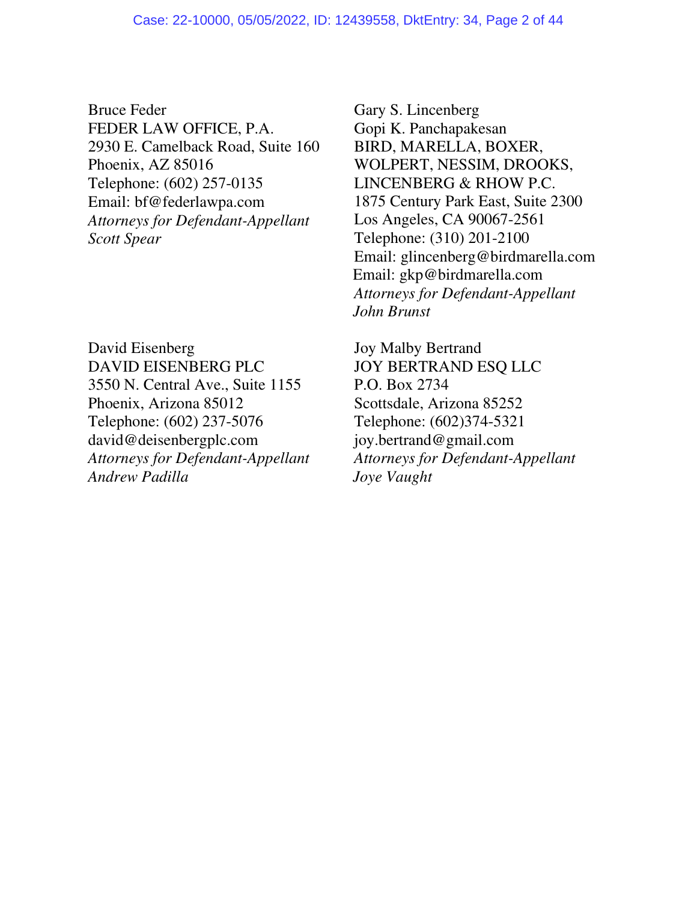Bruce Feder
FEDER LAW OFFICE, P.A.
2930 E. Camelback Road, Suite 160
Phoenix, AZ 85016
Telephone: (602) 257-0135
Email: bf@federlawpa.com
*Attorneys for Defendant-Appellant Scott Spear*

Gary S. Lincenberg
Gopi K. Panchapakesan
BIRD, MARELLA, BOXER, WOLPERT, NESSIM, DROOKS, LINCENBERG & RHOW P.C.
1875 Century Park East, Suite 2300
Los Angeles, CA 90067-2561
Telephone: (310) 201-2100
Email: glincenberg@birdmarella.com
Email: gkp@birdmarella.com
*Attorneys for Defendant-Appellant John Brunst*

David Eisenberg
DAVID EISENBERG PLC
3550 N. Central Ave., Suite 1155
Phoenix, Arizona 85012
Telephone: (602) 237-5076
david@deisenbergplc.com
*Attorneys for Defendant-Appellant Andrew Padilla*

Joy Malby Bertrand
JOY BERTRAND ESQ LLC
P.O. Box 2734
Scottsdale, Arizona 85252
Telephone: (602)374-5321
joy.bertrand@gmail.com
*Attorneys for Defendant-Appellant Joye Vaught*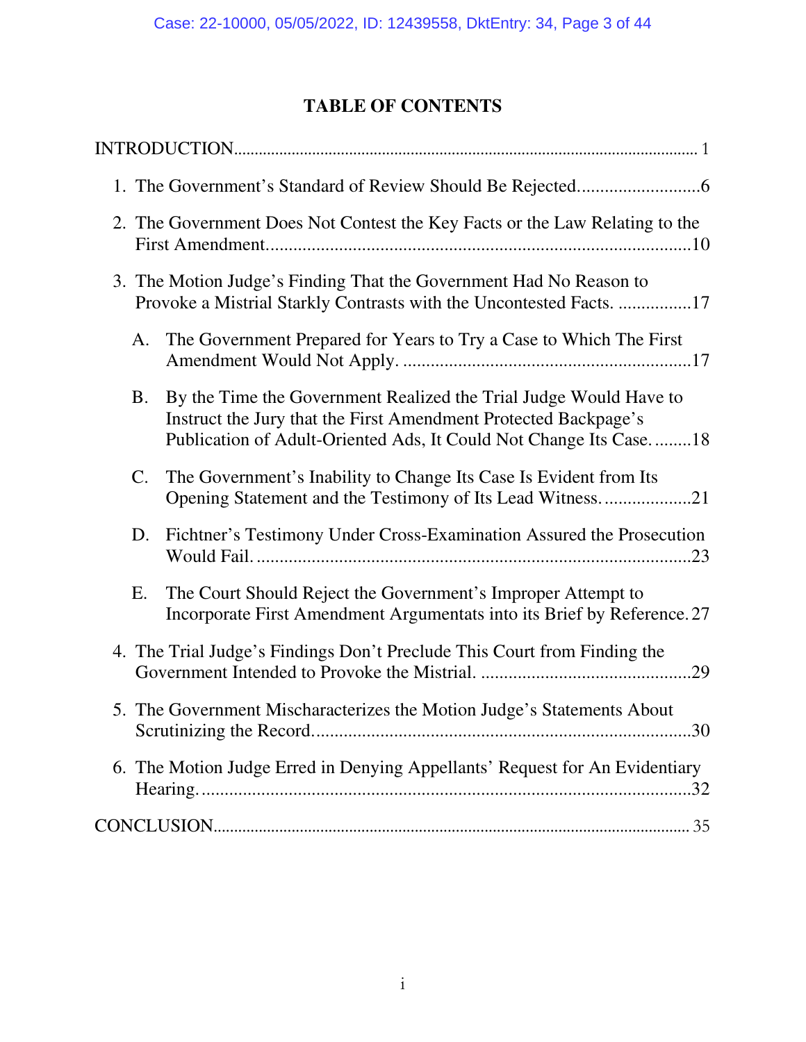# TABLE OF CONTENTS

INTRODUCTION ..... 1

1. The Government's Standard of Review Should Be Rejected ..... 6
2. The Government Does Not Contest the Key Facts or the Law Relating to the First Amendment ..... 10
3. The Motion Judge's Finding That the Government Had No Reason to Provoke a Mistrial Starkly Contrasts with the Uncontested Facts. ..... 17
   - A. The Government Prepared for Years to Try a Case to Which The First Amendment Would Not Apply. ..... 17
   - B. By the Time the Government Realized the Trial Judge Would Have to Instruct the Jury that the First Amendment Protected Backpage's Publication of Adult-Oriented Ads, It Could Not Change Its Case. ..... 18
   - C. The Government's Inability to Change Its Case Is Evident from Its Opening Statement and the Testimony of Its Lead Witness. ..... 21
   - D. Fichtner's Testimony Under Cross-Examination Assured the Prosecution Would Fail. ..... 23
   - E. The Court Should Reject the Government's Improper Attempt to Incorporate First Amendment Argumentats into its Brief by Reference. ..... 27
4. The Trial Judge's Findings Don't Preclude This Court from Finding the Government Intended to Provoke the Mistrial. ..... 29
5. The Government Mischaracterizes the Motion Judge's Statements About Scrutinizing the Record. ..... 30
6. The Motion Judge Erred in Denying Appellants' Request for An Evidentiary Hearing. ..... 32

CONCLUSION ..... 35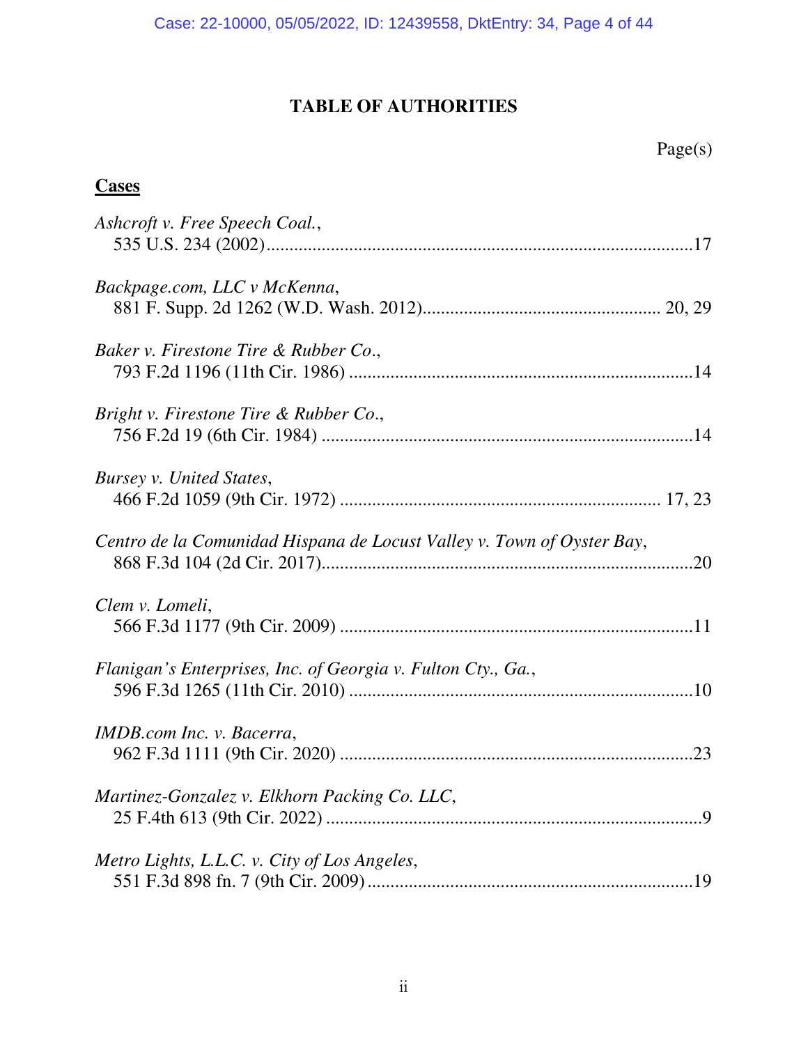# TABLE OF AUTHORITIES

Page(s)

**Cases**

*Ashcroft v. Free Speech Coal.*,
535 U.S. 234 (2002)....................................................................................17

*Backpage.com, LLC v McKenna*,
881 F. Supp. 2d 1262 (W.D. Wash. 2012)................................................ 20, 29

*Baker v. Firestone Tire & Rubber Co.*,
793 F.2d 1196 (11th Cir. 1986) ....................................................................14

*Bright v. Firestone Tire & Rubber Co.*,
756 F.2d 19 (6th Cir. 1984) ..........................................................................14

*Bursey v. United States*,
466 F.2d 1059 (9th Cir. 1972) .............................................................. 17, 23

*Centro de la Comunidad Hispana de Locust Valley v. Town of Oyster Bay*,
868 F.3d 104 (2d Cir. 2017)..........................................................................20

*Clem v. Lomeli*,
566 F.3d 1177 (9th Cir. 2009) ......................................................................11

*Flanigan's Enterprises, Inc. of Georgia v. Fulton Cty., Ga.*,
596 F.3d 1265 (11th Cir. 2010) ....................................................................10

*IMDB.com Inc. v. Bacerra*,
962 F.3d 1111 (9th Cir. 2020) ......................................................................23

*Martinez-Gonzalez v. Elkhorn Packing Co. LLC*,
25 F.4th 613 (9th Cir. 2022) ..........................................................................9

*Metro Lights, L.L.C. v. City of Los Angeles*,
551 F.3d 898 fn. 7 (9th Cir. 2009) ................................................................19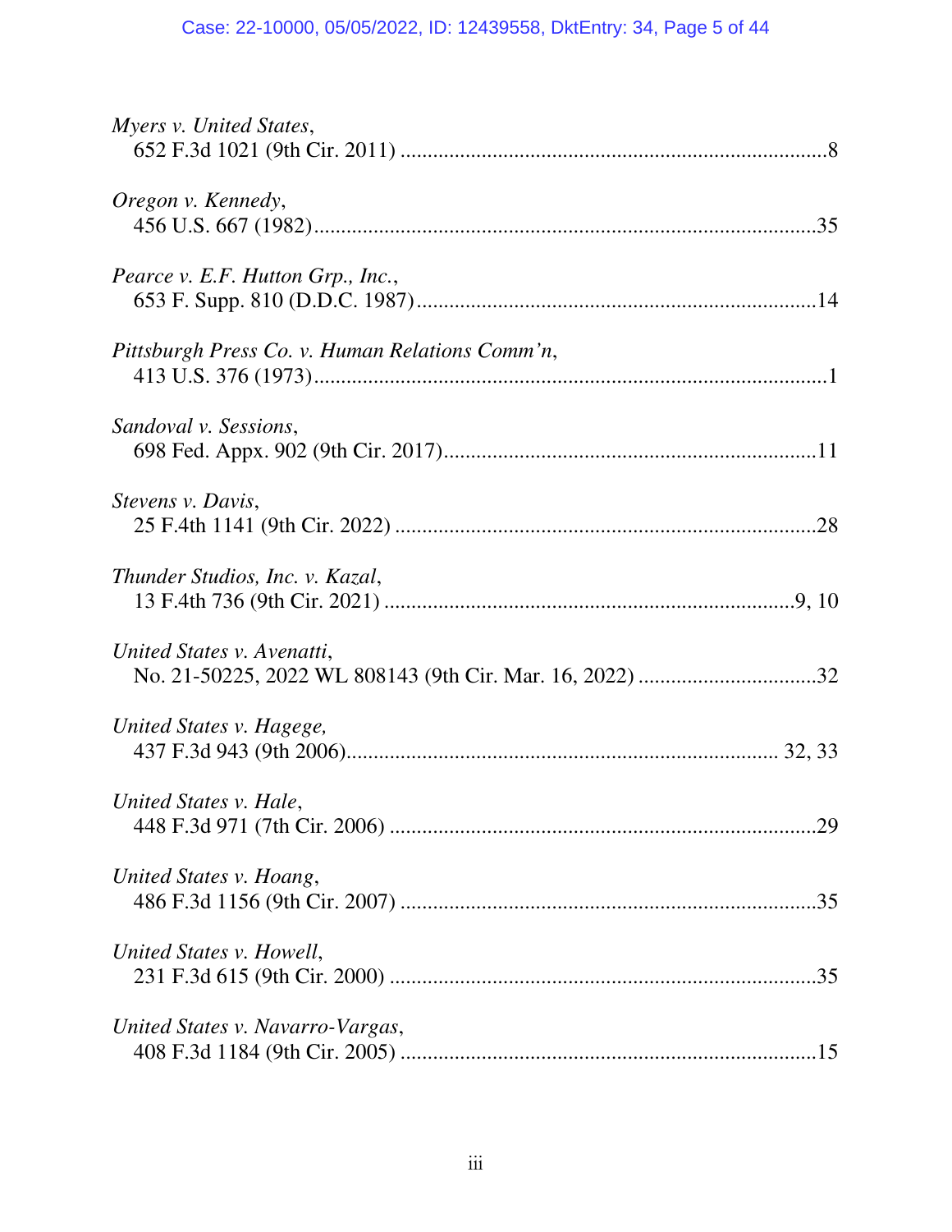*Myers v. United States*,
652 F.3d 1021 (9th Cir. 2011) ..............................................................................8

*Oregon v. Kennedy*,
456 U.S. 667 (1982)...........................................................................................35

*Pearce v. E.F. Hutton Grp., Inc.*,
653 F. Supp. 810 (D.D.C. 1987).........................................................................14

*Pittsburgh Press Co. v. Human Relations Comm'n*,
413 U.S. 376 (1973)...............................................................................................1

*Sandoval v. Sessions*,
698 Fed. Appx. 902 (9th Cir. 2017)....................................................................11

*Stevens v. Davis*,
25 F.4th 1141 (9th Cir. 2022) .............................................................................28

*Thunder Studios, Inc. v. Kazal*,
13 F.4th 736 (9th Cir. 2021) ...........................................................................9, 10

*United States v. Avenatti*,
No. 21-50225, 2022 WL 808143 (9th Cir. Mar. 16, 2022) ................................32

*United States v. Hagege,*
437 F.3d 943 (9th 2006)............................................................................... 32, 33

*United States v. Hale*,
448 F.3d 971 (7th Cir. 2006) ..............................................................................29

*United States v. Hoang*,
486 F.3d 1156 (9th Cir. 2007) ............................................................................35

*United States v. Howell*,
231 F.3d 615 (9th Cir. 2000) ..............................................................................35

*United States v. Navarro-Vargas*,
408 F.3d 1184 (9th Cir. 2005) ............................................................................15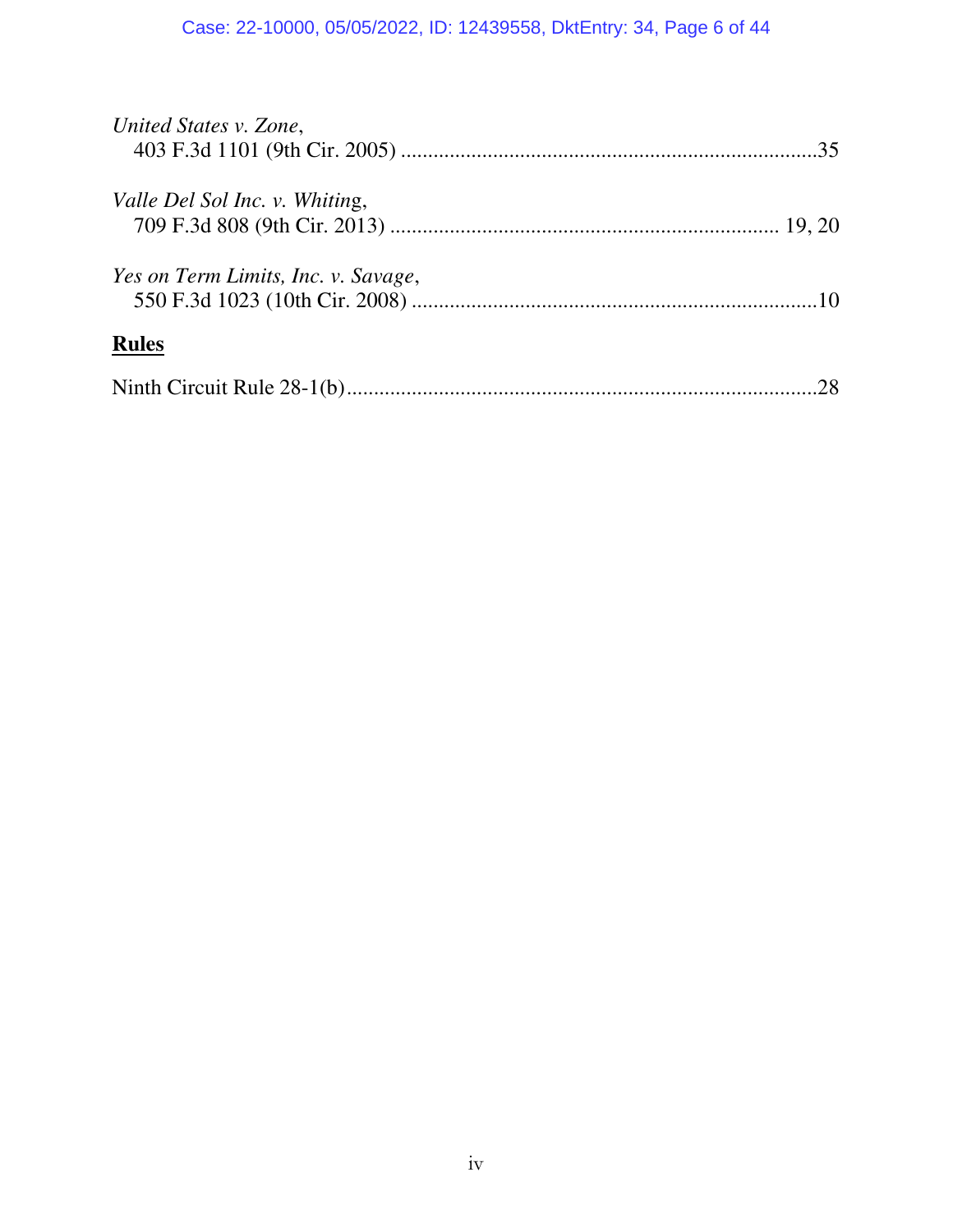*United States v. Zone*,
403 F.3d 1101 (9th Cir. 2005) ............................................................................35

*Valle Del Sol Inc. v. Whiting*,
709 F.3d 808 (9th Cir. 2013) ....................................................................... 19, 20

*Yes on Term Limits, Inc. v. Savage*,
550 F.3d 1023 (10th Cir. 2008) ..........................................................................10

## **Rules**

Ninth Circuit Rule 28-1(b).....................................................................................28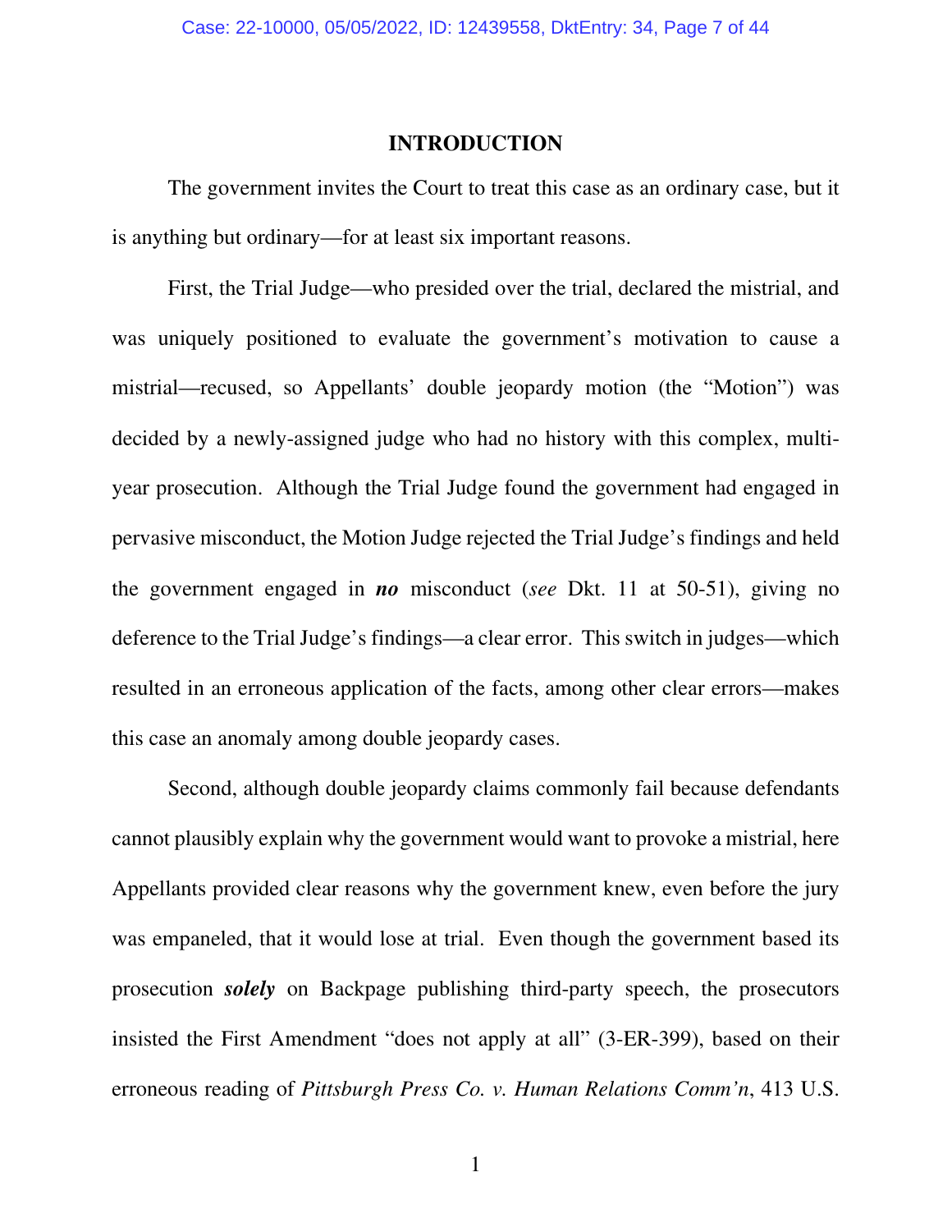# INTRODUCTION

The government invites the Court to treat this case as an ordinary case, but it is anything but ordinary—for at least six important reasons.

First, the Trial Judge—who presided over the trial, declared the mistrial, and was uniquely positioned to evaluate the government's motivation to cause a mistrial—recused, so Appellants' double jeopardy motion (the "Motion") was decided by a newly-assigned judge who had no history with this complex, multi-year prosecution. Although the Trial Judge found the government had engaged in pervasive misconduct, the Motion Judge rejected the Trial Judge's findings and held the government engaged in ***no*** misconduct (*see* Dkt. 11 at 50-51), giving no deference to the Trial Judge's findings—a clear error. This switch in judges—which resulted in an erroneous application of the facts, among other clear errors—makes this case an anomaly among double jeopardy cases.

Second, although double jeopardy claims commonly fail because defendants cannot plausibly explain why the government would want to provoke a mistrial, here Appellants provided clear reasons why the government knew, even before the jury was empaneled, that it would lose at trial. Even though the government based its prosecution ***solely*** on Backpage publishing third-party speech, the prosecutors insisted the First Amendment "does not apply at all" (3-ER-399), based on their erroneous reading of *Pittsburgh Press Co. v. Human Relations Comm'n*, 413 U.S.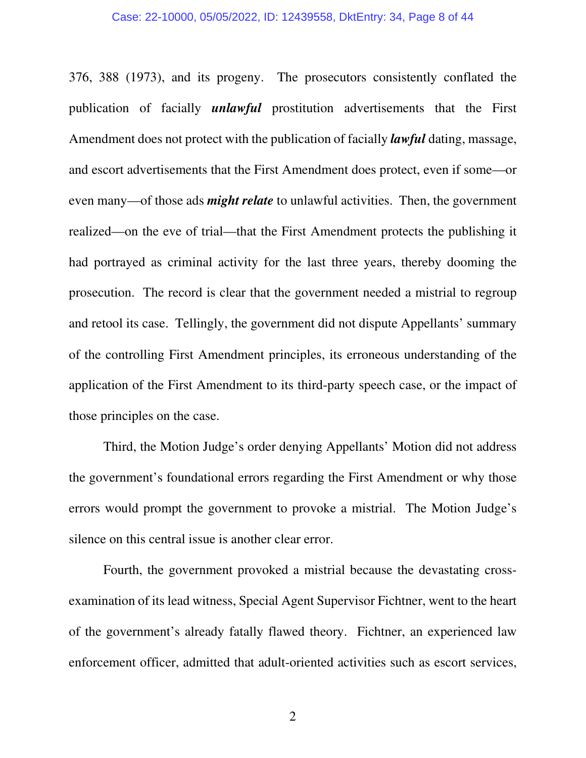376, 388 (1973), and its progeny. The prosecutors consistently conflated the publication of facially ***unlawful*** prostitution advertisements that the First Amendment does not protect with the publication of facially ***lawful*** dating, massage, and escort advertisements that the First Amendment does protect, even if some—or even many—of those ads ***might relate*** to unlawful activities. Then, the government realized—on the eve of trial—that the First Amendment protects the publishing it had portrayed as criminal activity for the last three years, thereby dooming the prosecution. The record is clear that the government needed a mistrial to regroup and retool its case. Tellingly, the government did not dispute Appellants' summary of the controlling First Amendment principles, its erroneous understanding of the application of the First Amendment to its third-party speech case, or the impact of those principles on the case.

Third, the Motion Judge's order denying Appellants' Motion did not address the government's foundational errors regarding the First Amendment or why those errors would prompt the government to provoke a mistrial. The Motion Judge's silence on this central issue is another clear error.

Fourth, the government provoked a mistrial because the devastating cross-examination of its lead witness, Special Agent Supervisor Fichtner, went to the heart of the government's already fatally flawed theory. Fichtner, an experienced law enforcement officer, admitted that adult-oriented activities such as escort services,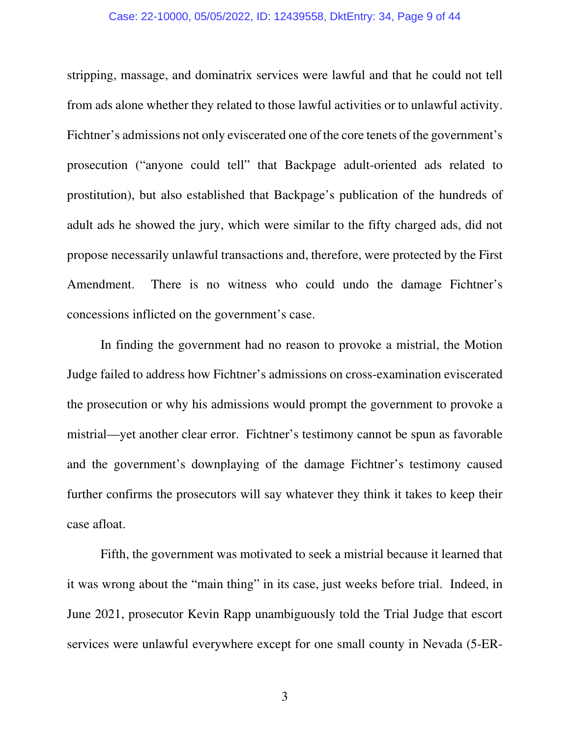stripping, massage, and dominatrix services were lawful and that he could not tell from ads alone whether they related to those lawful activities or to unlawful activity. Fichtner's admissions not only eviscerated one of the core tenets of the government's prosecution ("anyone could tell" that Backpage adult-oriented ads related to prostitution), but also established that Backpage's publication of the hundreds of adult ads he showed the jury, which were similar to the fifty charged ads, did not propose necessarily unlawful transactions and, therefore, were protected by the First Amendment. There is no witness who could undo the damage Fichtner's concessions inflicted on the government's case.

In finding the government had no reason to provoke a mistrial, the Motion Judge failed to address how Fichtner's admissions on cross-examination eviscerated the prosecution or why his admissions would prompt the government to provoke a mistrial—yet another clear error. Fichtner's testimony cannot be spun as favorable and the government's downplaying of the damage Fichtner's testimony caused further confirms the prosecutors will say whatever they think it takes to keep their case afloat.

Fifth, the government was motivated to seek a mistrial because it learned that it was wrong about the "main thing" in its case, just weeks before trial. Indeed, in June 2021, prosecutor Kevin Rapp unambiguously told the Trial Judge that escort services were unlawful everywhere except for one small county in Nevada (5-ER-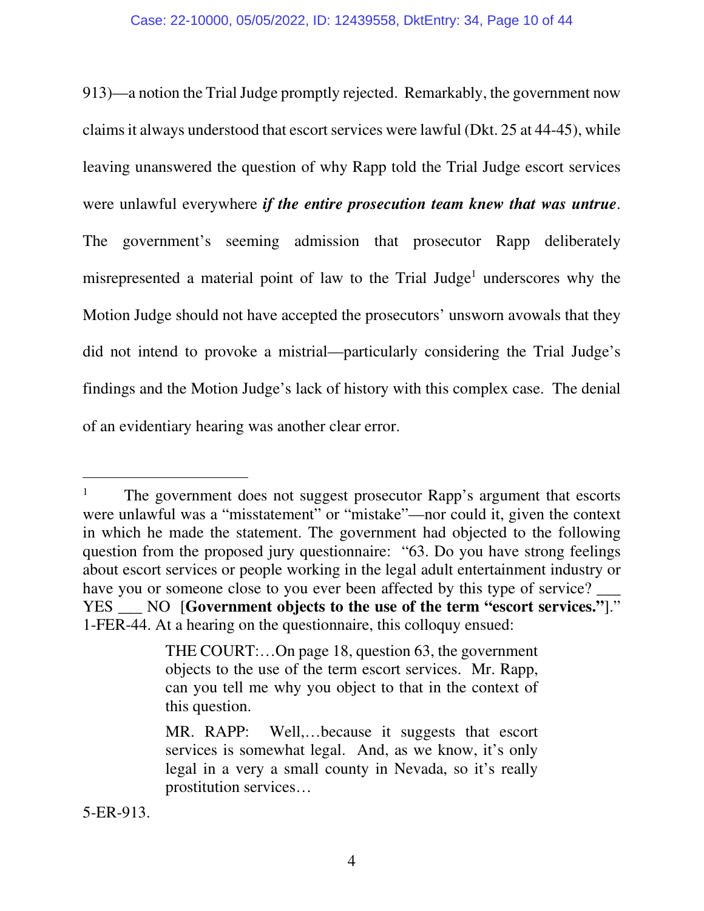913)—a notion the Trial Judge promptly rejected. Remarkably, the government now claims it always understood that escort services were lawful (Dkt. 25 at 44-45), while leaving unanswered the question of why Rapp told the Trial Judge escort services were unlawful everywhere ***if the entire prosecution team knew that was untrue***. The government's seeming admission that prosecutor Rapp deliberately misrepresented a material point of law to the Trial Judge[1] underscores why the Motion Judge should not have accepted the prosecutors' unsworn avowals that they did not intend to provoke a mistrial—particularly considering the Trial Judge's findings and the Motion Judge's lack of history with this complex case. The denial of an evidentiary hearing was another clear error.

---

[1] The government does not suggest prosecutor Rapp's argument that escorts were unlawful was a "misstatement" or "mistake"—nor could it, given the context in which he made the statement. The government had objected to the following question from the proposed jury questionnaire: "63. Do you have strong feelings about escort services or people working in the legal adult entertainment industry or have you or someone close to you ever been affected by this type of service? ___ YES ___ NO [**Government objects to the use of the term "escort services."**]." 1-FER-44. At a hearing on the questionnaire, this colloquy ensued:

> THE COURT:…On page 18, question 63, the government objects to the use of the term escort services. Mr. Rapp, can you tell me why you object to that in the context of this question.
>
> MR. RAPP: Well,…because it suggests that escort services is somewhat legal. And, as we know, it's only legal in a very a small county in Nevada, so it's really prostitution services…

5-ER-913.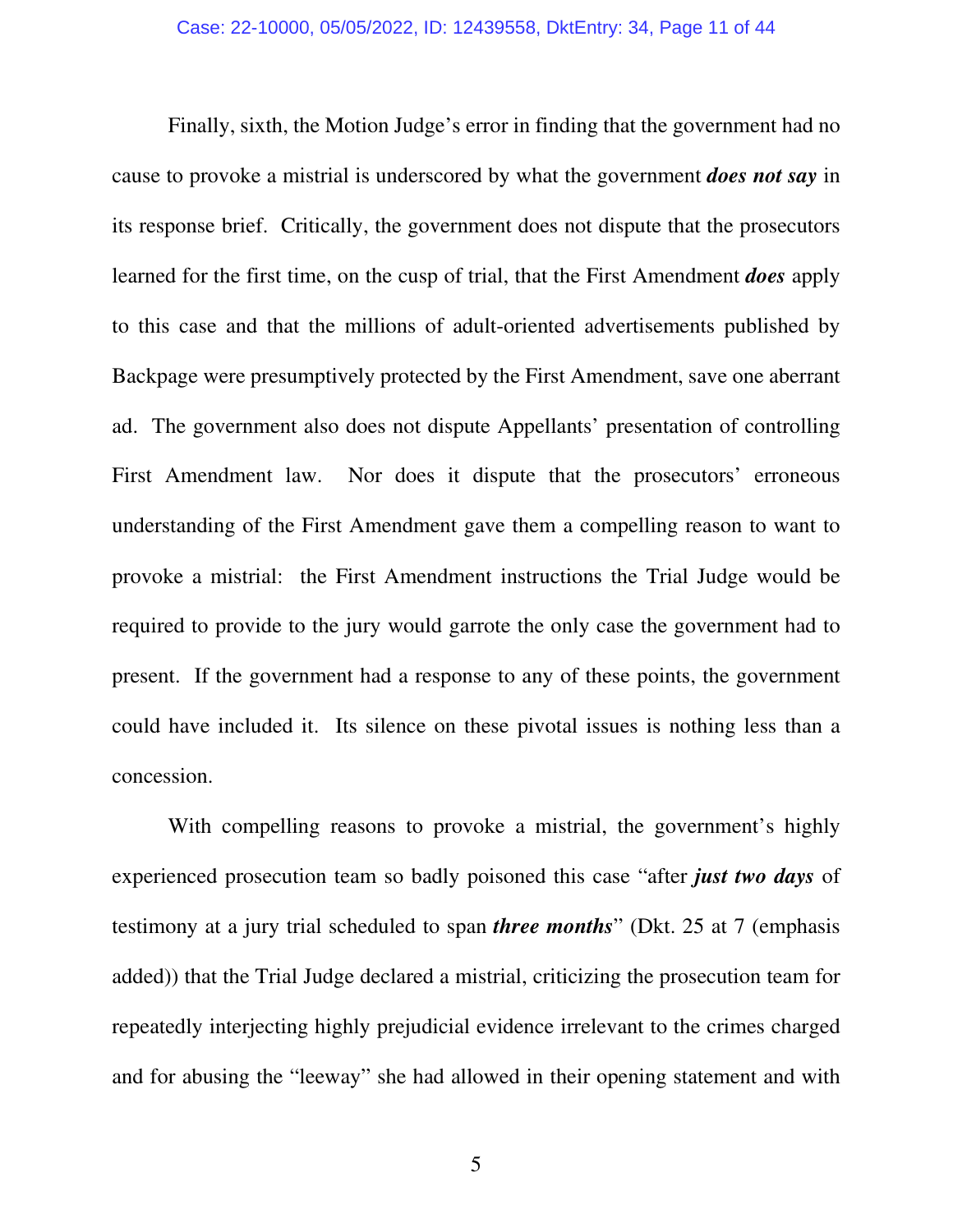Finally, sixth, the Motion Judge's error in finding that the government had no cause to provoke a mistrial is underscored by what the government ***does not say*** in its response brief. Critically, the government does not dispute that the prosecutors learned for the first time, on the cusp of trial, that the First Amendment ***does*** apply to this case and that the millions of adult-oriented advertisements published by Backpage were presumptively protected by the First Amendment, save one aberrant ad. The government also does not dispute Appellants' presentation of controlling First Amendment law. Nor does it dispute that the prosecutors' erroneous understanding of the First Amendment gave them a compelling reason to want to provoke a mistrial: the First Amendment instructions the Trial Judge would be required to provide to the jury would garrote the only case the government had to present. If the government had a response to any of these points, the government could have included it. Its silence on these pivotal issues is nothing less than a concession.

With compelling reasons to provoke a mistrial, the government's highly experienced prosecution team so badly poisoned this case "after ***just two days*** of testimony at a jury trial scheduled to span ***three months***" (Dkt. 25 at 7 (emphasis added)) that the Trial Judge declared a mistrial, criticizing the prosecution team for repeatedly interjecting highly prejudicial evidence irrelevant to the crimes charged and for abusing the "leeway" she had allowed in their opening statement and with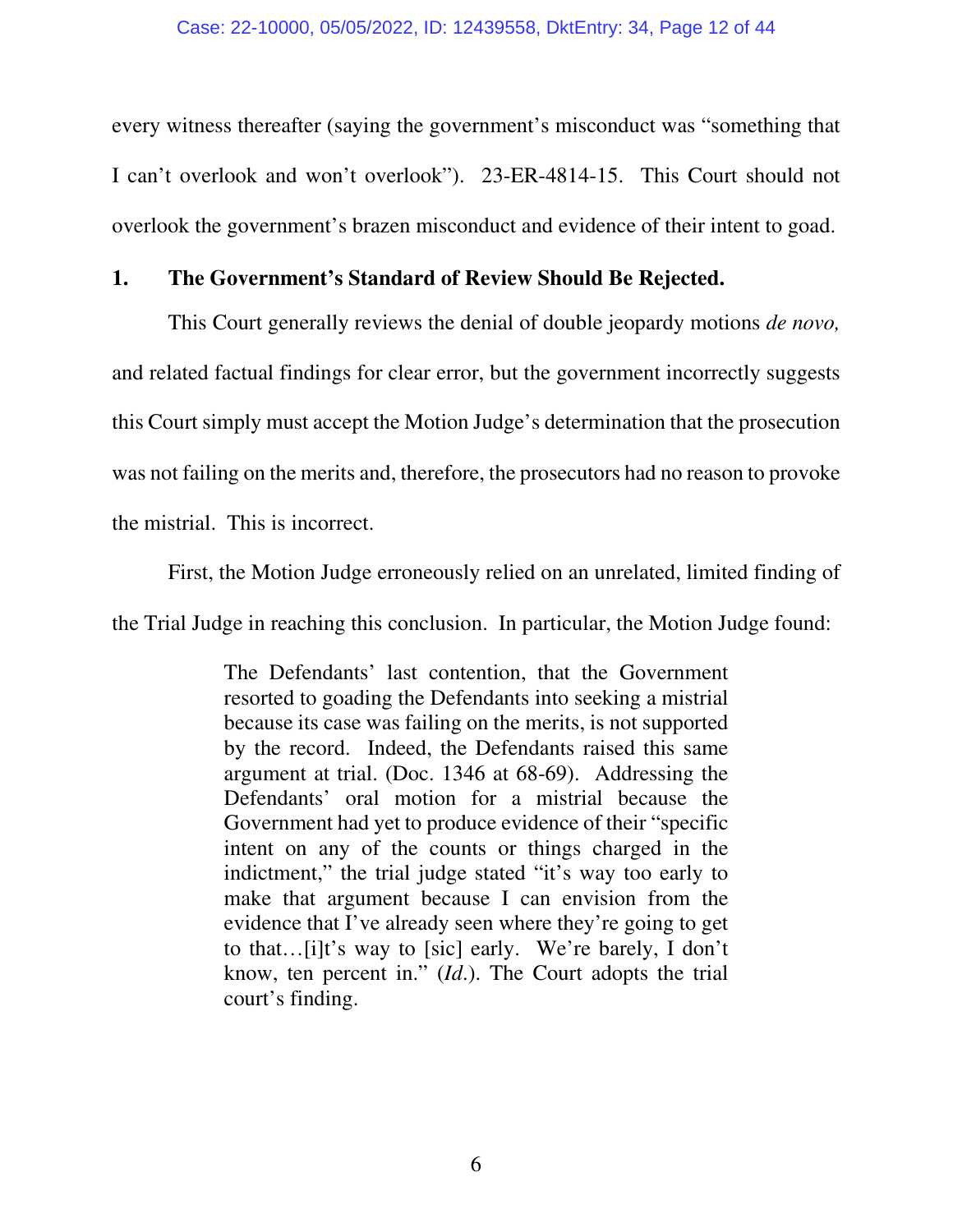every witness thereafter (saying the government's misconduct was "something that I can't overlook and won't overlook"). 23-ER-4814-15. This Court should not overlook the government's brazen misconduct and evidence of their intent to goad.

## 1. The Government's Standard of Review Should Be Rejected.

This Court generally reviews the denial of double jeopardy motions *de novo,* and related factual findings for clear error, but the government incorrectly suggests this Court simply must accept the Motion Judge's determination that the prosecution was not failing on the merits and, therefore, the prosecutors had no reason to provoke the mistrial. This is incorrect.

First, the Motion Judge erroneously relied on an unrelated, limited finding of the Trial Judge in reaching this conclusion. In particular, the Motion Judge found:

> The Defendants' last contention, that the Government resorted to goading the Defendants into seeking a mistrial because its case was failing on the merits, is not supported by the record. Indeed, the Defendants raised this same argument at trial. (Doc. 1346 at 68-69). Addressing the Defendants' oral motion for a mistrial because the Government had yet to produce evidence of their "specific intent on any of the counts or things charged in the indictment," the trial judge stated "it's way too early to make that argument because I can envision from the evidence that I've already seen where they're going to get to that…[i]t's way to [sic] early. We're barely, I don't know, ten percent in." (*Id.*). The Court adopts the trial court's finding.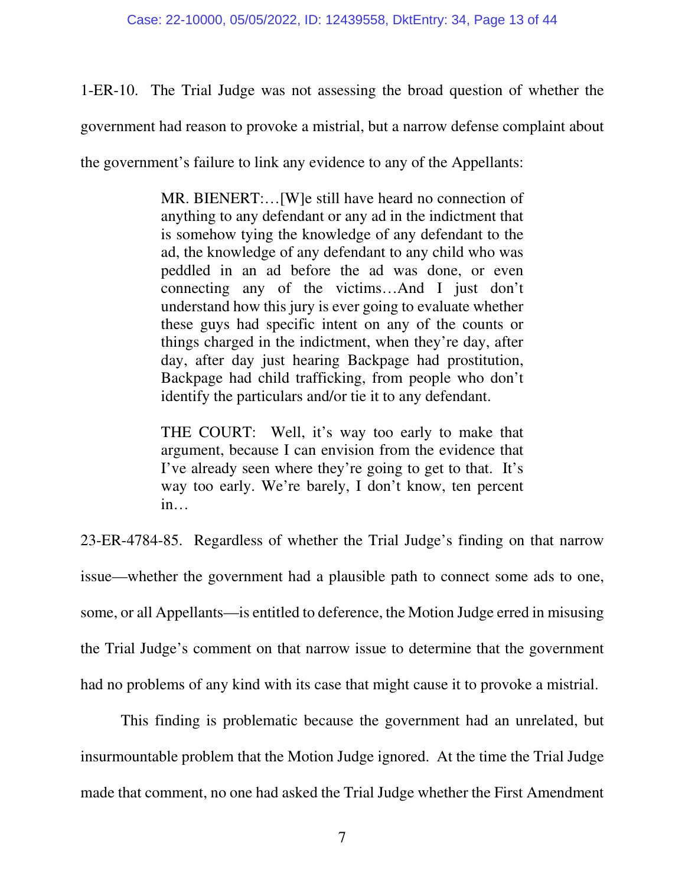1-ER-10. The Trial Judge was not assessing the broad question of whether the government had reason to provoke a mistrial, but a narrow defense complaint about the government's failure to link any evidence to any of the Appellants:

> MR. BIENERT:…[W]e still have heard no connection of anything to any defendant or any ad in the indictment that is somehow tying the knowledge of any defendant to the ad, the knowledge of any defendant to any child who was peddled in an ad before the ad was done, or even connecting any of the victims…And I just don't understand how this jury is ever going to evaluate whether these guys had specific intent on any of the counts or things charged in the indictment, when they're day, after day, after day just hearing Backpage had prostitution, Backpage had child trafficking, from people who don't identify the particulars and/or tie it to any defendant.
>
> THE COURT: Well, it's way too early to make that argument, because I can envision from the evidence that I've already seen where they're going to get to that. It's way too early. We're barely, I don't know, ten percent in…

23-ER-4784-85. Regardless of whether the Trial Judge's finding on that narrow issue—whether the government had a plausible path to connect some ads to one, some, or all Appellants—is entitled to deference, the Motion Judge erred in misusing the Trial Judge's comment on that narrow issue to determine that the government had no problems of any kind with its case that might cause it to provoke a mistrial.

This finding is problematic because the government had an unrelated, but insurmountable problem that the Motion Judge ignored. At the time the Trial Judge made that comment, no one had asked the Trial Judge whether the First Amendment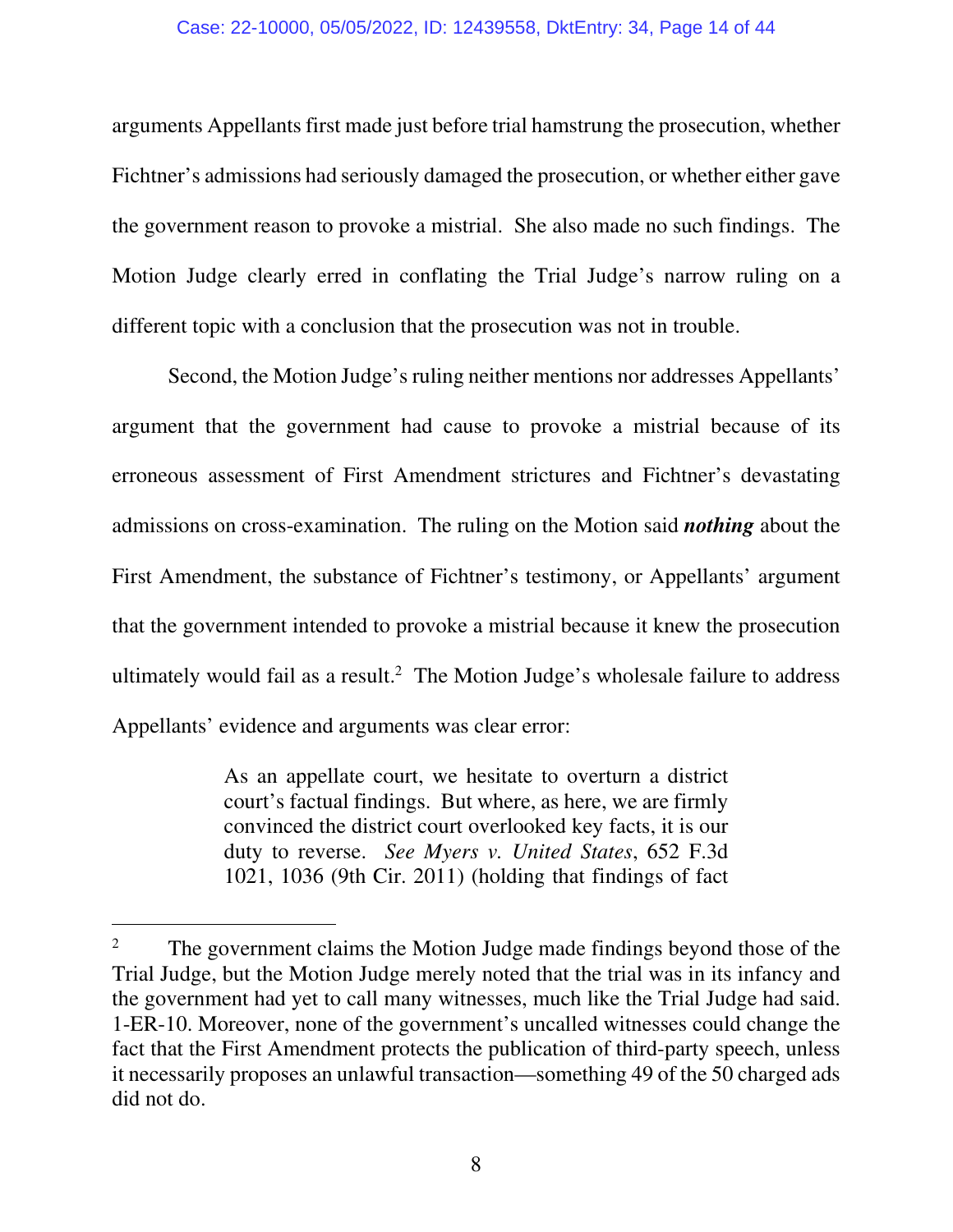arguments Appellants first made just before trial hamstrung the prosecution, whether Fichtner's admissions had seriously damaged the prosecution, or whether either gave the government reason to provoke a mistrial. She also made no such findings. The Motion Judge clearly erred in conflating the Trial Judge's narrow ruling on a different topic with a conclusion that the prosecution was not in trouble.

Second, the Motion Judge's ruling neither mentions nor addresses Appellants' argument that the government had cause to provoke a mistrial because of its erroneous assessment of First Amendment strictures and Fichtner's devastating admissions on cross-examination. The ruling on the Motion said ***nothing*** about the First Amendment, the substance of Fichtner's testimony, or Appellants' argument that the government intended to provoke a mistrial because it knew the prosecution ultimately would fail as a result.[2] The Motion Judge's wholesale failure to address Appellants' evidence and arguments was clear error:

> As an appellate court, we hesitate to overturn a district court's factual findings. But where, as here, we are firmly convinced the district court overlooked key facts, it is our duty to reverse. *See Myers v. United States*, 652 F.3d 1021, 1036 (9th Cir. 2011) (holding that findings of fact

---

[2] The government claims the Motion Judge made findings beyond those of the Trial Judge, but the Motion Judge merely noted that the trial was in its infancy and the government had yet to call many witnesses, much like the Trial Judge had said. 1-ER-10. Moreover, none of the government's uncalled witnesses could change the fact that the First Amendment protects the publication of third-party speech, unless it necessarily proposes an unlawful transaction—something 49 of the 50 charged ads did not do.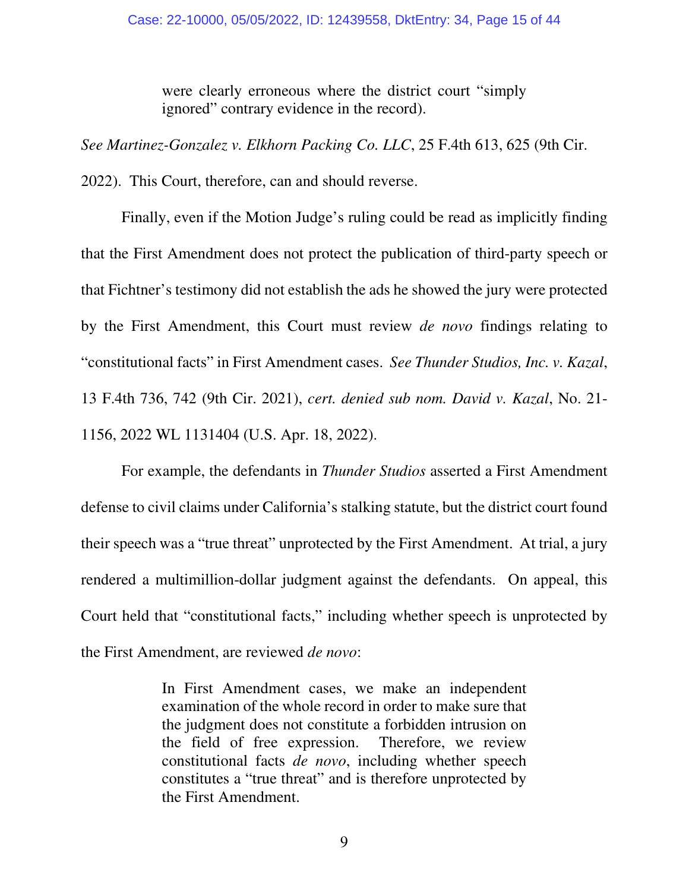> were clearly erroneous where the district court "simply ignored" contrary evidence in the record).

*See Martinez-Gonzalez v. Elkhorn Packing Co. LLC*, 25 F.4th 613, 625 (9th Cir. 2022). This Court, therefore, can and should reverse.

Finally, even if the Motion Judge's ruling could be read as implicitly finding that the First Amendment does not protect the publication of third-party speech or that Fichtner's testimony did not establish the ads he showed the jury were protected by the First Amendment, this Court must review *de novo* findings relating to "constitutional facts" in First Amendment cases. *See Thunder Studios, Inc. v. Kazal*, 13 F.4th 736, 742 (9th Cir. 2021), *cert. denied sub nom. David v. Kazal*, No. 21-1156, 2022 WL 1131404 (U.S. Apr. 18, 2022).

For example, the defendants in *Thunder Studios* asserted a First Amendment defense to civil claims under California's stalking statute, but the district court found their speech was a "true threat" unprotected by the First Amendment. At trial, a jury rendered a multimillion-dollar judgment against the defendants. On appeal, this Court held that "constitutional facts," including whether speech is unprotected by the First Amendment, are reviewed *de novo*:

> In First Amendment cases, we make an independent examination of the whole record in order to make sure that the judgment does not constitute a forbidden intrusion on the field of free expression. Therefore, we review constitutional facts *de novo*, including whether speech constitutes a "true threat" and is therefore unprotected by the First Amendment.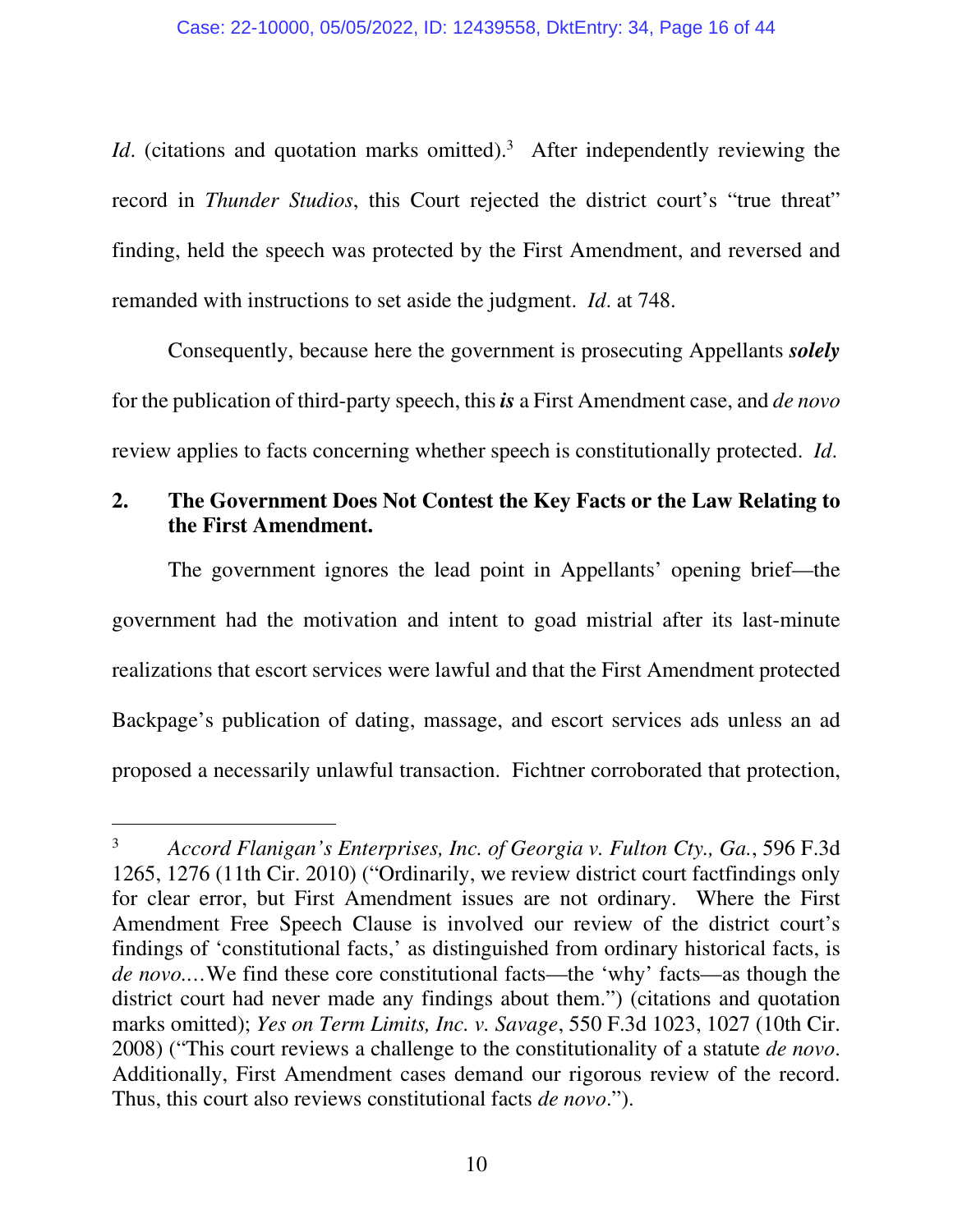*Id*. (citations and quotation marks omitted).[3] After independently reviewing the record in *Thunder Studios*, this Court rejected the district court's "true threat" finding, held the speech was protected by the First Amendment, and reversed and remanded with instructions to set aside the judgment. *Id*. at 748.

Consequently, because here the government is prosecuting Appellants ***solely*** for the publication of third-party speech, this ***is*** a First Amendment case, and *de novo* review applies to facts concerning whether speech is constitutionally protected. *Id*.

**2. The Government Does Not Contest the Key Facts or the Law Relating to the First Amendment.**

The government ignores the lead point in Appellants' opening brief—the government had the motivation and intent to goad mistrial after its last-minute realizations that escort services were lawful and that the First Amendment protected Backpage's publication of dating, massage, and escort services ads unless an ad proposed a necessarily unlawful transaction. Fichtner corroborated that protection,

---

[3] *Accord Flanigan's Enterprises, Inc. of Georgia v. Fulton Cty., Ga.*, 596 F.3d 1265, 1276 (11th Cir. 2010) ("Ordinarily, we review district court factfindings only for clear error, but First Amendment issues are not ordinary. Where the First Amendment Free Speech Clause is involved our review of the district court's findings of 'constitutional facts,' as distinguished from ordinary historical facts, is *de novo*.…We find these core constitutional facts—the 'why' facts—as though the district court had never made any findings about them.") (citations and quotation marks omitted); *Yes on Term Limits, Inc. v. Savage*, 550 F.3d 1023, 1027 (10th Cir. 2008) ("This court reviews a challenge to the constitutionality of a statute *de novo*. Additionally, First Amendment cases demand our rigorous review of the record. Thus, this court also reviews constitutional facts *de novo*.").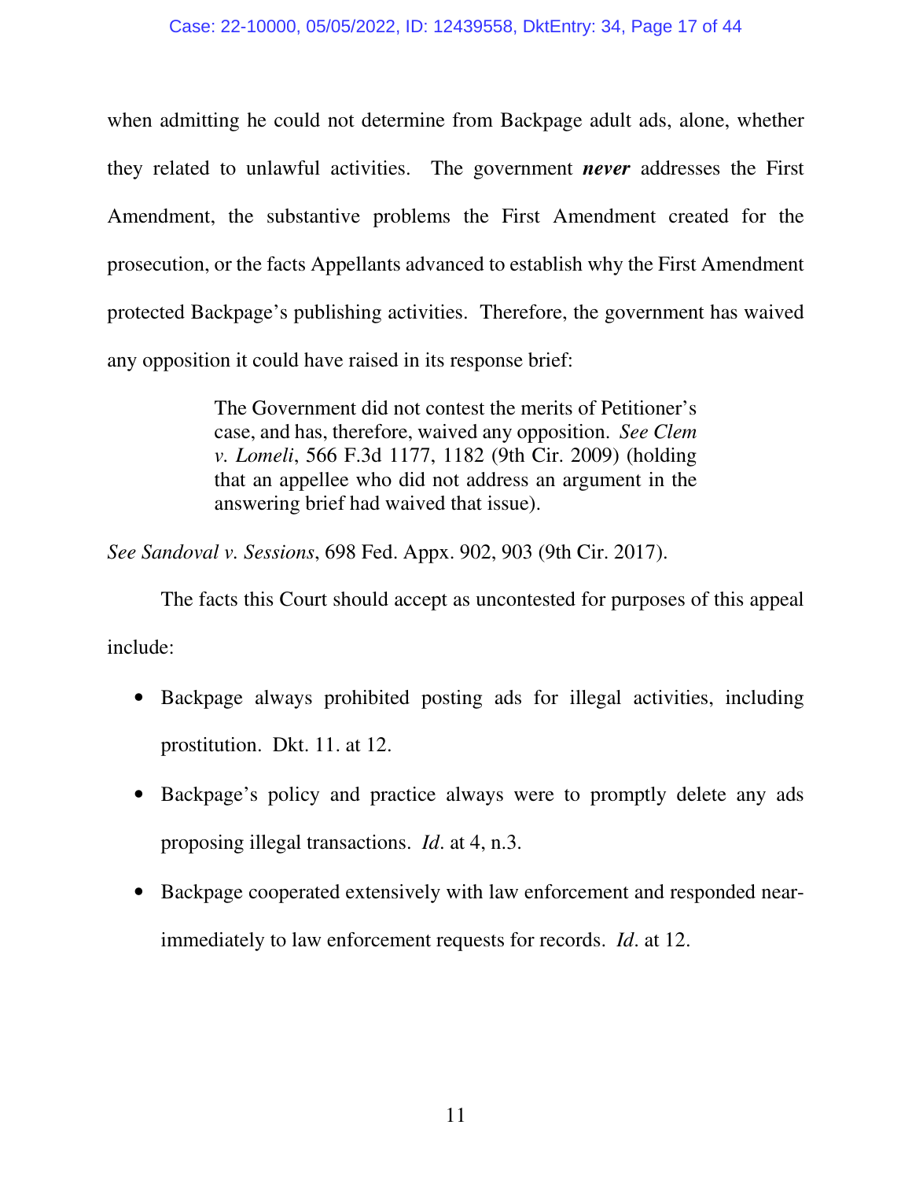when admitting he could not determine from Backpage adult ads, alone, whether they related to unlawful activities. The government ***never*** addresses the First Amendment, the substantive problems the First Amendment created for the prosecution, or the facts Appellants advanced to establish why the First Amendment protected Backpage's publishing activities. Therefore, the government has waived any opposition it could have raised in its response brief:

> The Government did not contest the merits of Petitioner's case, and has, therefore, waived any opposition. *See Clem v. Lomeli*, 566 F.3d 1177, 1182 (9th Cir. 2009) (holding that an appellee who did not address an argument in the answering brief had waived that issue).

*See Sandoval v. Sessions*, 698 Fed. Appx. 902, 903 (9th Cir. 2017).

The facts this Court should accept as uncontested for purposes of this appeal include:

- Backpage always prohibited posting ads for illegal activities, including prostitution. Dkt. 11. at 12.
- Backpage's policy and practice always were to promptly delete any ads proposing illegal transactions. *Id*. at 4, n.3.
- Backpage cooperated extensively with law enforcement and responded near-immediately to law enforcement requests for records. *Id*. at 12.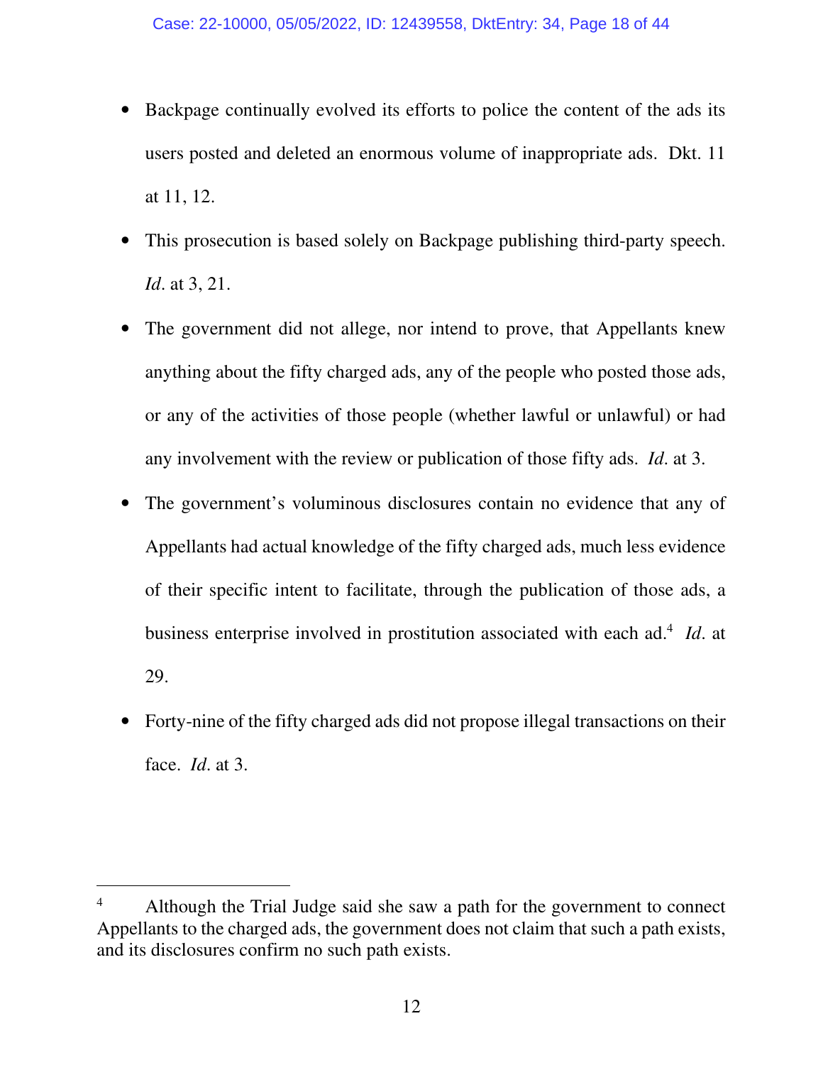- Backpage continually evolved its efforts to police the content of the ads its users posted and deleted an enormous volume of inappropriate ads. Dkt. 11 at 11, 12.

- This prosecution is based solely on Backpage publishing third-party speech. *Id*. at 3, 21.

- The government did not allege, nor intend to prove, that Appellants knew anything about the fifty charged ads, any of the people who posted those ads, or any of the activities of those people (whether lawful or unlawful) or had any involvement with the review or publication of those fifty ads. *Id*. at 3.

- The government's voluminous disclosures contain no evidence that any of Appellants had actual knowledge of the fifty charged ads, much less evidence of their specific intent to facilitate, through the publication of those ads, a business enterprise involved in prostitution associated with each ad.[4] *Id*. at 29.

- Forty-nine of the fifty charged ads did not propose illegal transactions on their face. *Id*. at 3.

---

[4] Although the Trial Judge said she saw a path for the government to connect Appellants to the charged ads, the government does not claim that such a path exists, and its disclosures confirm no such path exists.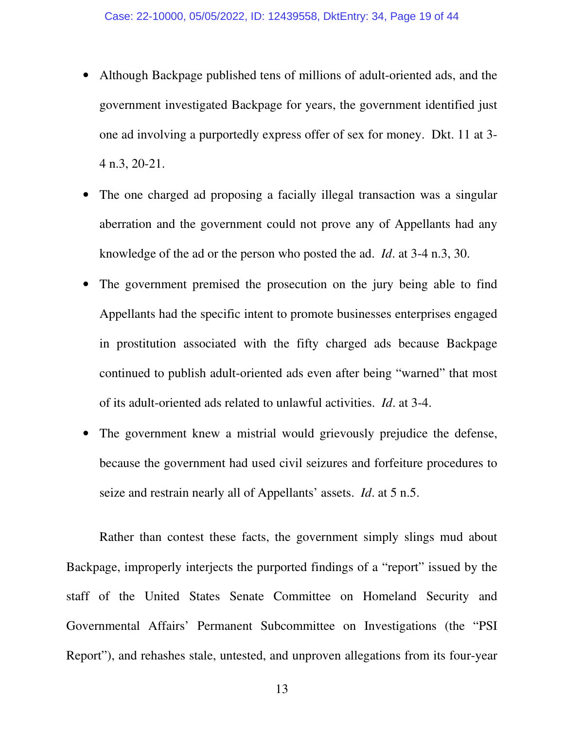- Although Backpage published tens of millions of adult-oriented ads, and the government investigated Backpage for years, the government identified just one ad involving a purportedly express offer of sex for money. Dkt. 11 at 3-4 n.3, 20-21.

- The one charged ad proposing a facially illegal transaction was a singular aberration and the government could not prove any of Appellants had any knowledge of the ad or the person who posted the ad. *Id*. at 3-4 n.3, 30.

- The government premised the prosecution on the jury being able to find Appellants had the specific intent to promote businesses enterprises engaged in prostitution associated with the fifty charged ads because Backpage continued to publish adult-oriented ads even after being "warned" that most of its adult-oriented ads related to unlawful activities. *Id*. at 3-4.

- The government knew a mistrial would grievously prejudice the defense, because the government had used civil seizures and forfeiture procedures to seize and restrain nearly all of Appellants' assets. *Id*. at 5 n.5.

Rather than contest these facts, the government simply slings mud about Backpage, improperly interjects the purported findings of a "report" issued by the staff of the United States Senate Committee on Homeland Security and Governmental Affairs' Permanent Subcommittee on Investigations (the "PSI Report"), and rehashes stale, untested, and unproven allegations from its four-year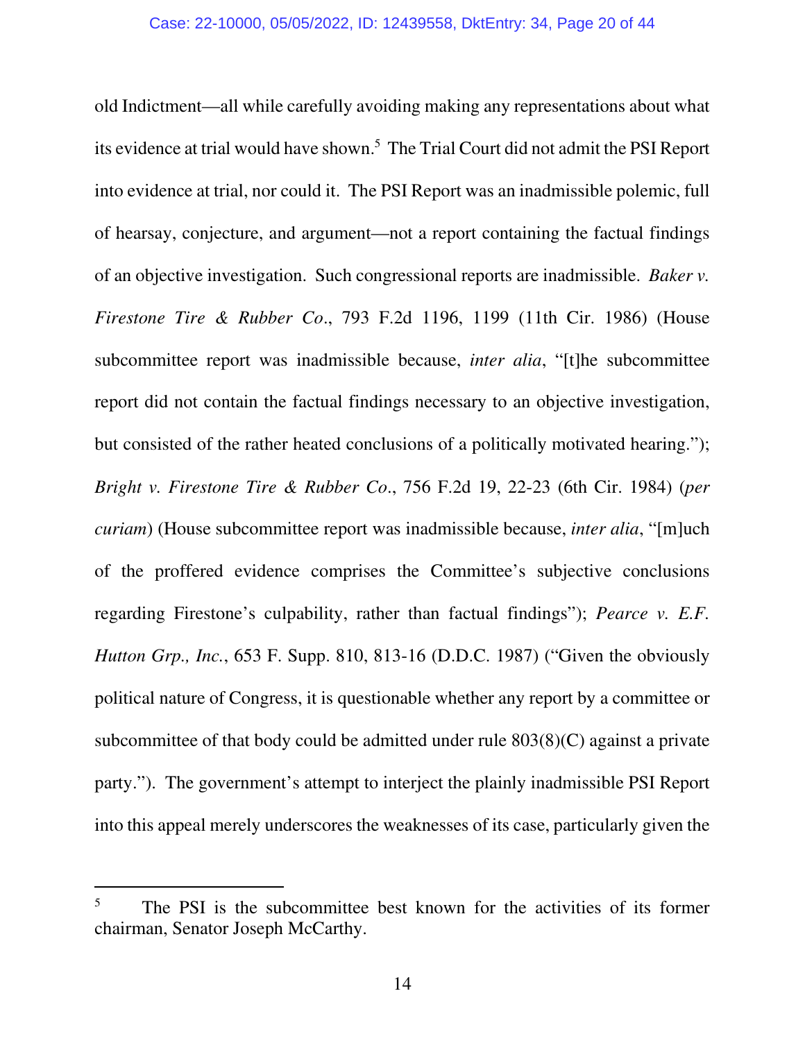old Indictment—all while carefully avoiding making any representations about what its evidence at trial would have shown.[5] The Trial Court did not admit the PSI Report into evidence at trial, nor could it. The PSI Report was an inadmissible polemic, full of hearsay, conjecture, and argument—not a report containing the factual findings of an objective investigation. Such congressional reports are inadmissible. *Baker v. Firestone Tire & Rubber Co*., 793 F.2d 1196, 1199 (11th Cir. 1986) (House subcommittee report was inadmissible because, *inter alia*, "[t]he subcommittee report did not contain the factual findings necessary to an objective investigation, but consisted of the rather heated conclusions of a politically motivated hearing."); *Bright v. Firestone Tire & Rubber Co*., 756 F.2d 19, 22-23 (6th Cir. 1984) (*per curiam*) (House subcommittee report was inadmissible because, *inter alia*, "[m]uch of the proffered evidence comprises the Committee's subjective conclusions regarding Firestone's culpability, rather than factual findings"); *Pearce v. E.F. Hutton Grp., Inc.*, 653 F. Supp. 810, 813-16 (D.D.C. 1987) ("Given the obviously political nature of Congress, it is questionable whether any report by a committee or subcommittee of that body could be admitted under rule 803(8)(C) against a private party."). The government's attempt to interject the plainly inadmissible PSI Report into this appeal merely underscores the weaknesses of its case, particularly given the

---

[5] The PSI is the subcommittee best known for the activities of its former chairman, Senator Joseph McCarthy.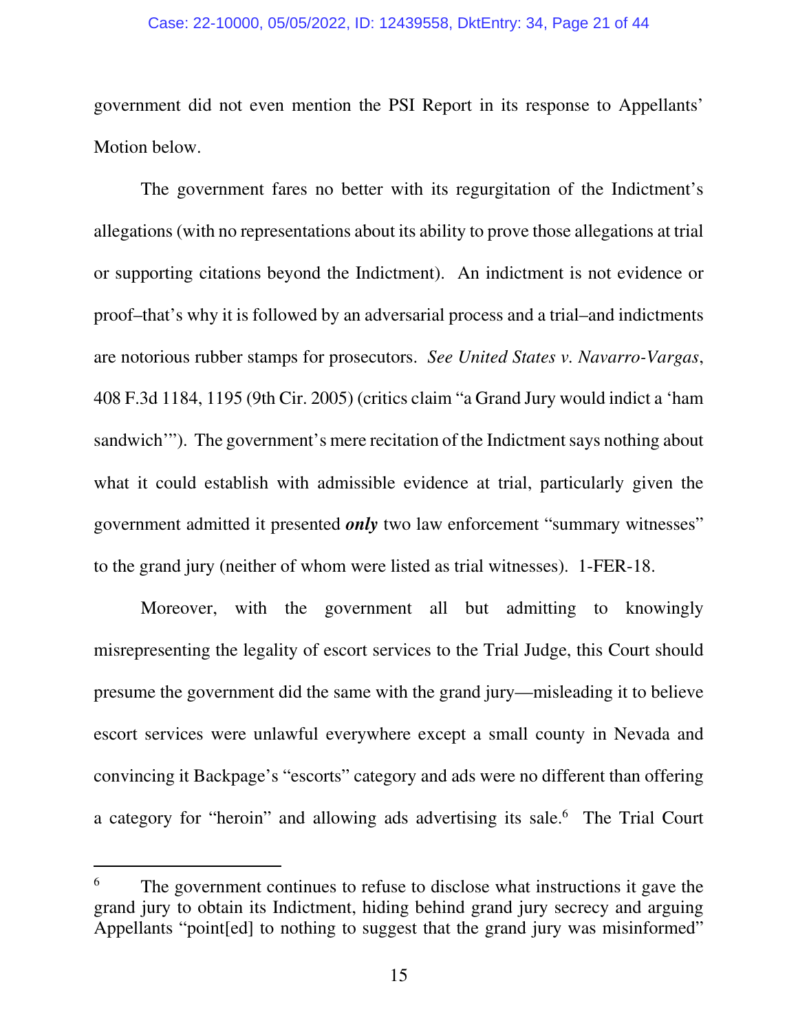government did not even mention the PSI Report in its response to Appellants' Motion below.

The government fares no better with its regurgitation of the Indictment's allegations (with no representations about its ability to prove those allegations at trial or supporting citations beyond the Indictment). An indictment is not evidence or proof–that's why it is followed by an adversarial process and a trial–and indictments are notorious rubber stamps for prosecutors. *See United States v. Navarro-Vargas*, 408 F.3d 1184, 1195 (9th Cir. 2005) (critics claim "a Grand Jury would indict a 'ham sandwich'"). The government's mere recitation of the Indictment says nothing about what it could establish with admissible evidence at trial, particularly given the government admitted it presented ***only*** two law enforcement "summary witnesses" to the grand jury (neither of whom were listed as trial witnesses). 1-FER-18.

Moreover, with the government all but admitting to knowingly misrepresenting the legality of escort services to the Trial Judge, this Court should presume the government did the same with the grand jury—misleading it to believe escort services were unlawful everywhere except a small county in Nevada and convincing it Backpage's "escorts" category and ads were no different than offering a category for "heroin" and allowing ads advertising its sale.[6] The Trial Court

---

[6] The government continues to refuse to disclose what instructions it gave the grand jury to obtain its Indictment, hiding behind grand jury secrecy and arguing Appellants "point[ed] to nothing to suggest that the grand jury was misinformed"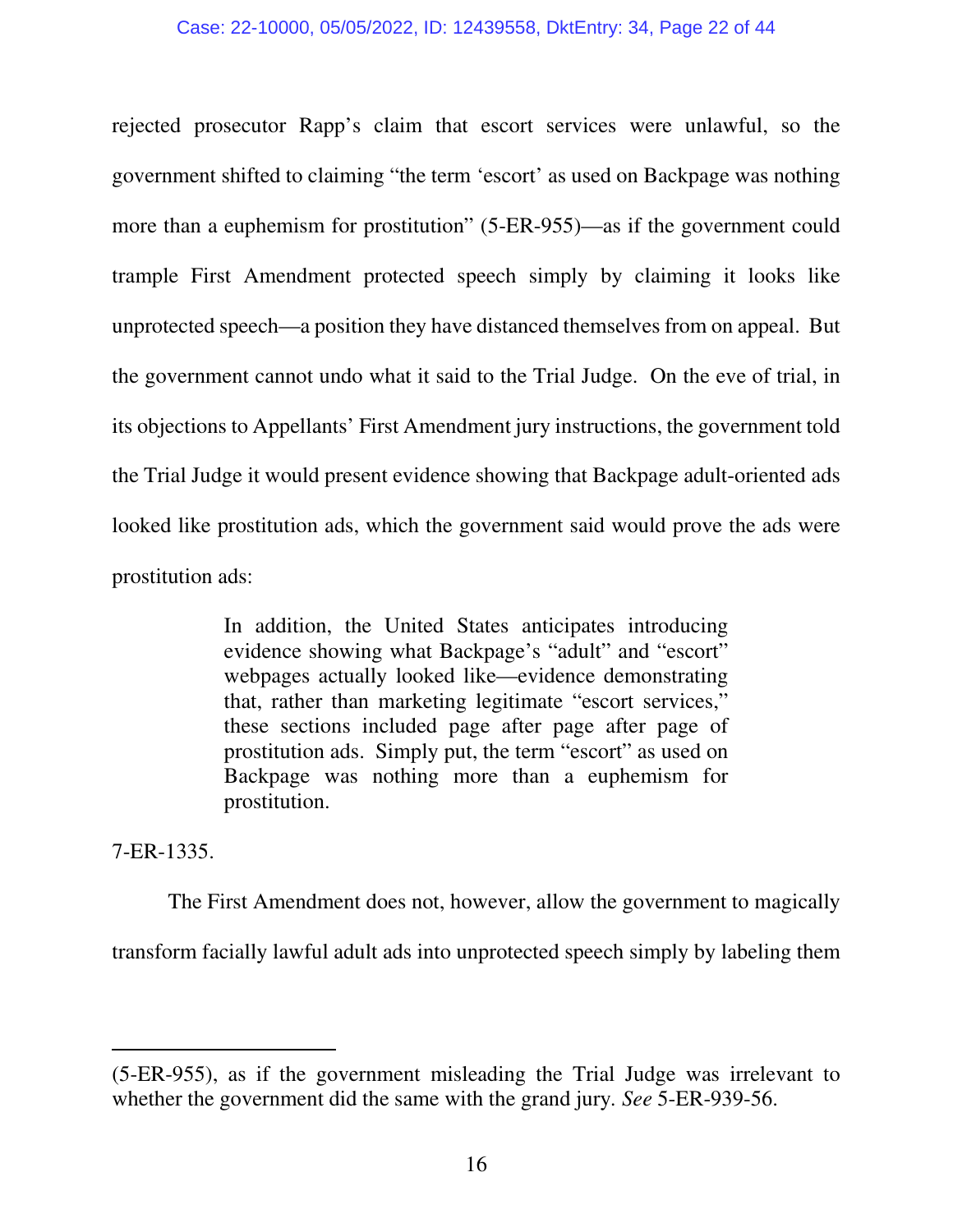rejected prosecutor Rapp's claim that escort services were unlawful, so the government shifted to claiming "the term 'escort' as used on Backpage was nothing more than a euphemism for prostitution" (5-ER-955)—as if the government could trample First Amendment protected speech simply by claiming it looks like unprotected speech—a position they have distanced themselves from on appeal. But the government cannot undo what it said to the Trial Judge. On the eve of trial, in its objections to Appellants' First Amendment jury instructions, the government told the Trial Judge it would present evidence showing that Backpage adult-oriented ads looked like prostitution ads, which the government said would prove the ads were prostitution ads:

> In addition, the United States anticipates introducing evidence showing what Backpage's "adult" and "escort" webpages actually looked like—evidence demonstrating that, rather than marketing legitimate "escort services," these sections included page after page after page of prostitution ads. Simply put, the term "escort" as used on Backpage was nothing more than a euphemism for prostitution.

7-ER-1335.

The First Amendment does not, however, allow the government to magically transform facially lawful adult ads into unprotected speech simply by labeling them

---

(5-ER-955), as if the government misleading the Trial Judge was irrelevant to whether the government did the same with the grand jury. *See* 5-ER-939-56.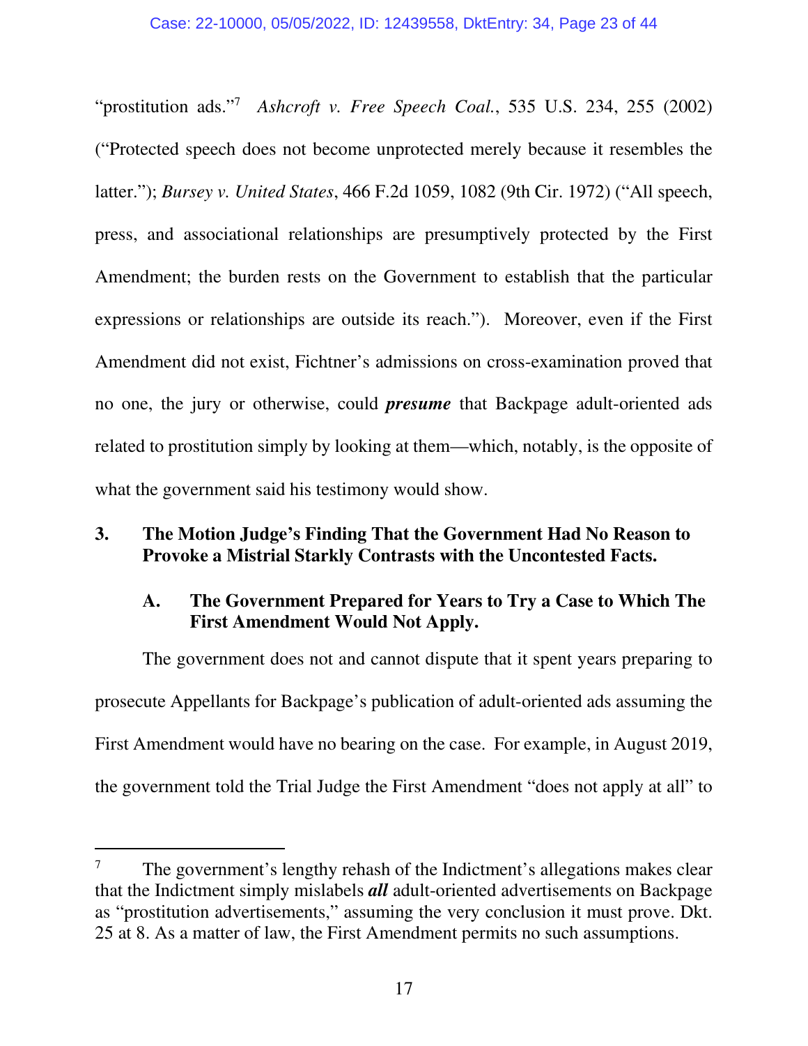"prostitution ads."[7] *Ashcroft v. Free Speech Coal.*, 535 U.S. 234, 255 (2002) ("Protected speech does not become unprotected merely because it resembles the latter."); *Bursey v. United States*, 466 F.2d 1059, 1082 (9th Cir. 1972) ("All speech, press, and associational relationships are presumptively protected by the First Amendment; the burden rests on the Government to establish that the particular expressions or relationships are outside its reach."). Moreover, even if the First Amendment did not exist, Fichtner's admissions on cross-examination proved that no one, the jury or otherwise, could ***presume*** that Backpage adult-oriented ads related to prostitution simply by looking at them—which, notably, is the opposite of what the government said his testimony would show.

### 3. The Motion Judge's Finding That the Government Had No Reason to Provoke a Mistrial Starkly Contrasts with the Uncontested Facts.

#### A. The Government Prepared for Years to Try a Case to Which The First Amendment Would Not Apply.

The government does not and cannot dispute that it spent years preparing to prosecute Appellants for Backpage's publication of adult-oriented ads assuming the First Amendment would have no bearing on the case. For example, in August 2019, the government told the Trial Judge the First Amendment "does not apply at all" to

---

[7] The government's lengthy rehash of the Indictment's allegations makes clear that the Indictment simply mislabels ***all*** adult-oriented advertisements on Backpage as "prostitution advertisements," assuming the very conclusion it must prove. Dkt. 25 at 8. As a matter of law, the First Amendment permits no such assumptions.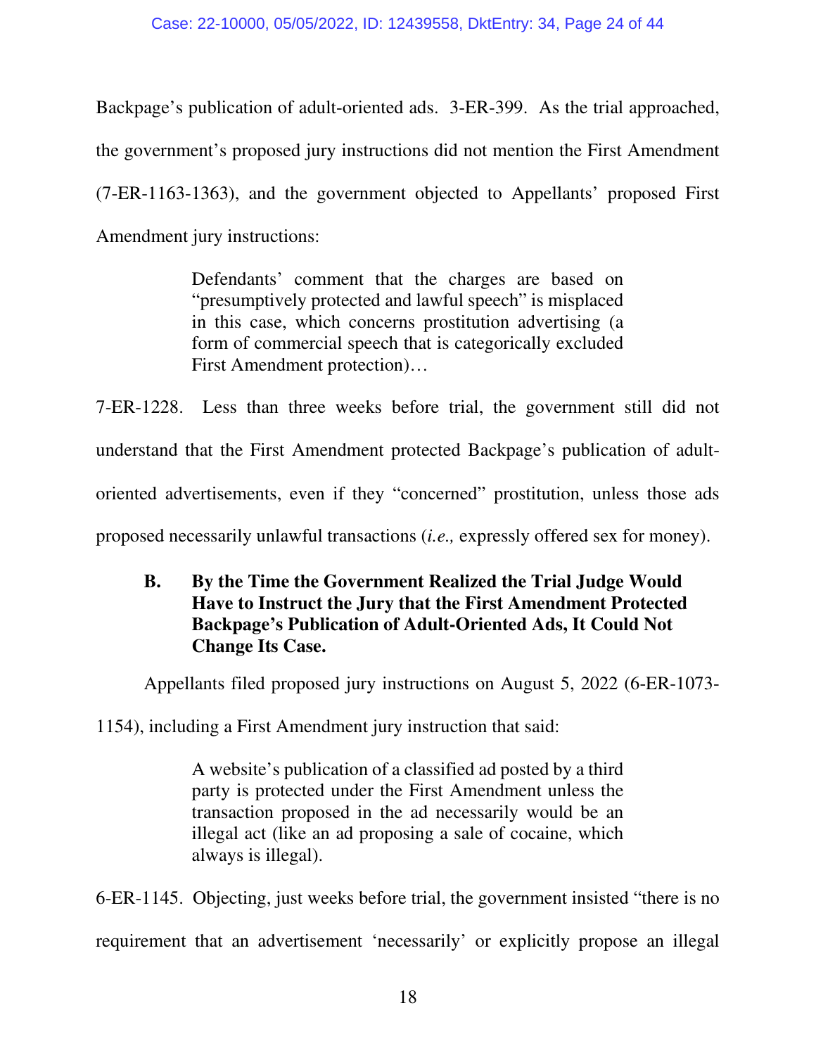Backpage's publication of adult-oriented ads. 3-ER-399. As the trial approached, the government's proposed jury instructions did not mention the First Amendment (7-ER-1163-1363), and the government objected to Appellants' proposed First Amendment jury instructions:

> Defendants' comment that the charges are based on "presumptively protected and lawful speech" is misplaced in this case, which concerns prostitution advertising (a form of commercial speech that is categorically excluded First Amendment protection)…

7-ER-1228. Less than three weeks before trial, the government still did not understand that the First Amendment protected Backpage's publication of adult-oriented advertisements, even if they "concerned" prostitution, unless those ads proposed necessarily unlawful transactions (*i.e.,* expressly offered sex for money).

### B. By the Time the Government Realized the Trial Judge Would Have to Instruct the Jury that the First Amendment Protected Backpage's Publication of Adult-Oriented Ads, It Could Not Change Its Case.

Appellants filed proposed jury instructions on August 5, 2022 (6-ER-1073-1154), including a First Amendment jury instruction that said:

> A website's publication of a classified ad posted by a third party is protected under the First Amendment unless the transaction proposed in the ad necessarily would be an illegal act (like an ad proposing a sale of cocaine, which always is illegal).

6-ER-1145. Objecting, just weeks before trial, the government insisted "there is no requirement that an advertisement 'necessarily' or explicitly propose an illegal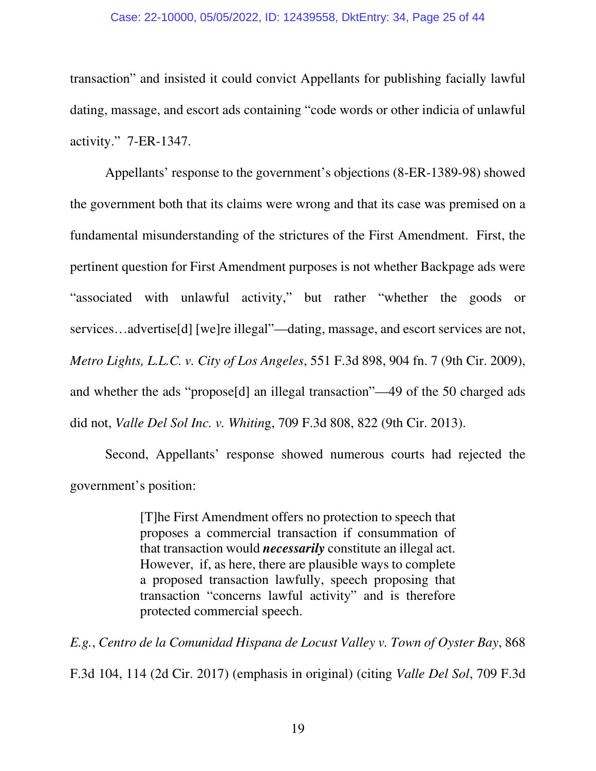transaction" and insisted it could convict Appellants for publishing facially lawful dating, massage, and escort ads containing "code words or other indicia of unlawful activity." 7-ER-1347.

Appellants' response to the government's objections (8-ER-1389-98) showed the government both that its claims were wrong and that its case was premised on a fundamental misunderstanding of the strictures of the First Amendment. First, the pertinent question for First Amendment purposes is not whether Backpage ads were "associated with unlawful activity," but rather "whether the goods or services…advertise[d] [we]re illegal"—dating, massage, and escort services are not, *Metro Lights, L.L.C. v. City of Los Angeles*, 551 F.3d 898, 904 fn. 7 (9th Cir. 2009), and whether the ads "propose[d] an illegal transaction"—49 of the 50 charged ads did not, *Valle Del Sol Inc. v. Whiting*, 709 F.3d 808, 822 (9th Cir. 2013).

Second, Appellants' response showed numerous courts had rejected the government's position:

> [T]he First Amendment offers no protection to speech that proposes a commercial transaction if consummation of that transaction would ***necessarily*** constitute an illegal act. However, if, as here, there are plausible ways to complete a proposed transaction lawfully, speech proposing that transaction "concerns lawful activity" and is therefore protected commercial speech.

*E.g.*, *Centro de la Comunidad Hispana de Locust Valley v. Town of Oyster Bay*, 868 F.3d 104, 114 (2d Cir. 2017) (emphasis in original) (citing *Valle Del Sol*, 709 F.3d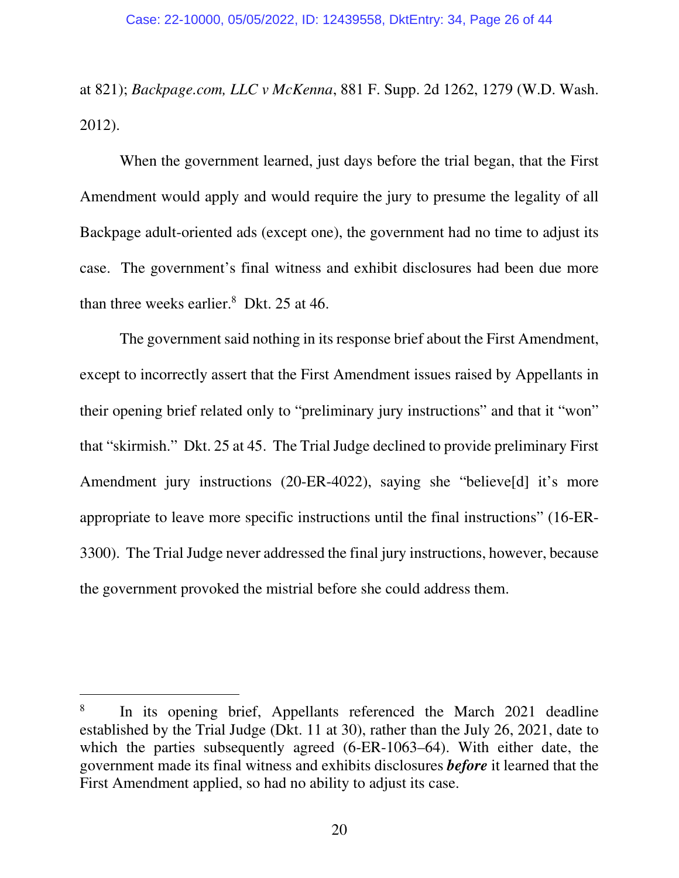at 821); *Backpage.com, LLC v McKenna*, 881 F. Supp. 2d 1262, 1279 (W.D. Wash. 2012).

When the government learned, just days before the trial began, that the First Amendment would apply and would require the jury to presume the legality of all Backpage adult-oriented ads (except one), the government had no time to adjust its case. The government's final witness and exhibit disclosures had been due more than three weeks earlier.[8] Dkt. 25 at 46.

The government said nothing in its response brief about the First Amendment, except to incorrectly assert that the First Amendment issues raised by Appellants in their opening brief related only to "preliminary jury instructions" and that it "won" that "skirmish." Dkt. 25 at 45. The Trial Judge declined to provide preliminary First Amendment jury instructions (20-ER-4022), saying she "believe[d] it's more appropriate to leave more specific instructions until the final instructions" (16-ER-3300). The Trial Judge never addressed the final jury instructions, however, because the government provoked the mistrial before she could address them.

---

[8] In its opening brief, Appellants referenced the March 2021 deadline established by the Trial Judge (Dkt. 11 at 30), rather than the July 26, 2021, date to which the parties subsequently agreed (6-ER-1063–64). With either date, the government made its final witness and exhibits disclosures ***before*** it learned that the First Amendment applied, so had no ability to adjust its case.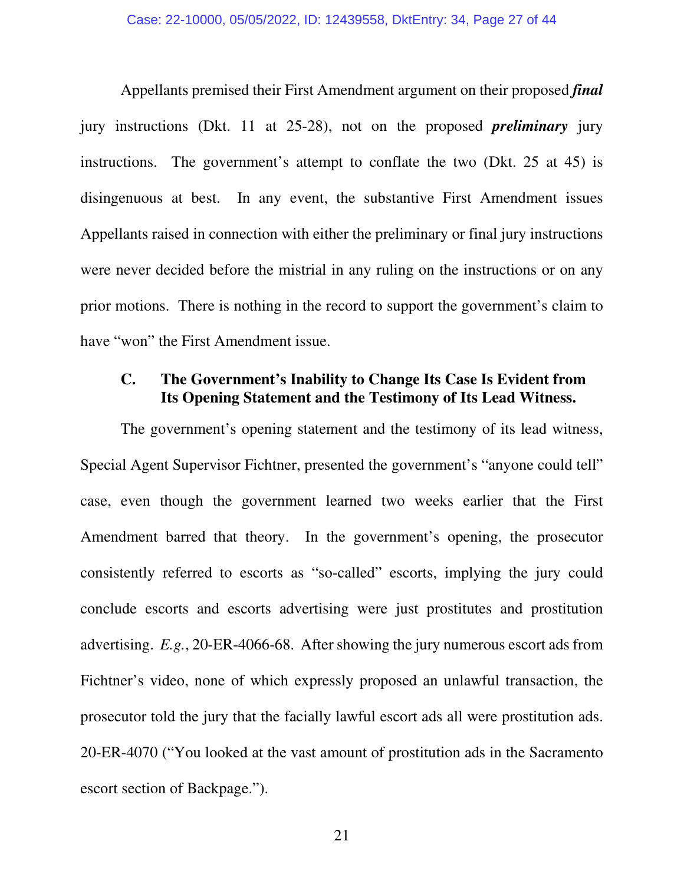Appellants premised their First Amendment argument on their proposed ***final*** jury instructions (Dkt. 11 at 25-28), not on the proposed ***preliminary*** jury instructions. The government's attempt to conflate the two (Dkt. 25 at 45) is disingenuous at best. In any event, the substantive First Amendment issues Appellants raised in connection with either the preliminary or final jury instructions were never decided before the mistrial in any ruling on the instructions or on any prior motions. There is nothing in the record to support the government's claim to have "won" the First Amendment issue.

### C. The Government's Inability to Change Its Case Is Evident from Its Opening Statement and the Testimony of Its Lead Witness.

The government's opening statement and the testimony of its lead witness, Special Agent Supervisor Fichtner, presented the government's "anyone could tell" case, even though the government learned two weeks earlier that the First Amendment barred that theory. In the government's opening, the prosecutor consistently referred to escorts as "so-called" escorts, implying the jury could conclude escorts and escorts advertising were just prostitutes and prostitution advertising. *E.g.*, 20-ER-4066-68. After showing the jury numerous escort ads from Fichtner's video, none of which expressly proposed an unlawful transaction, the prosecutor told the jury that the facially lawful escort ads all were prostitution ads. 20-ER-4070 ("You looked at the vast amount of prostitution ads in the Sacramento escort section of Backpage.").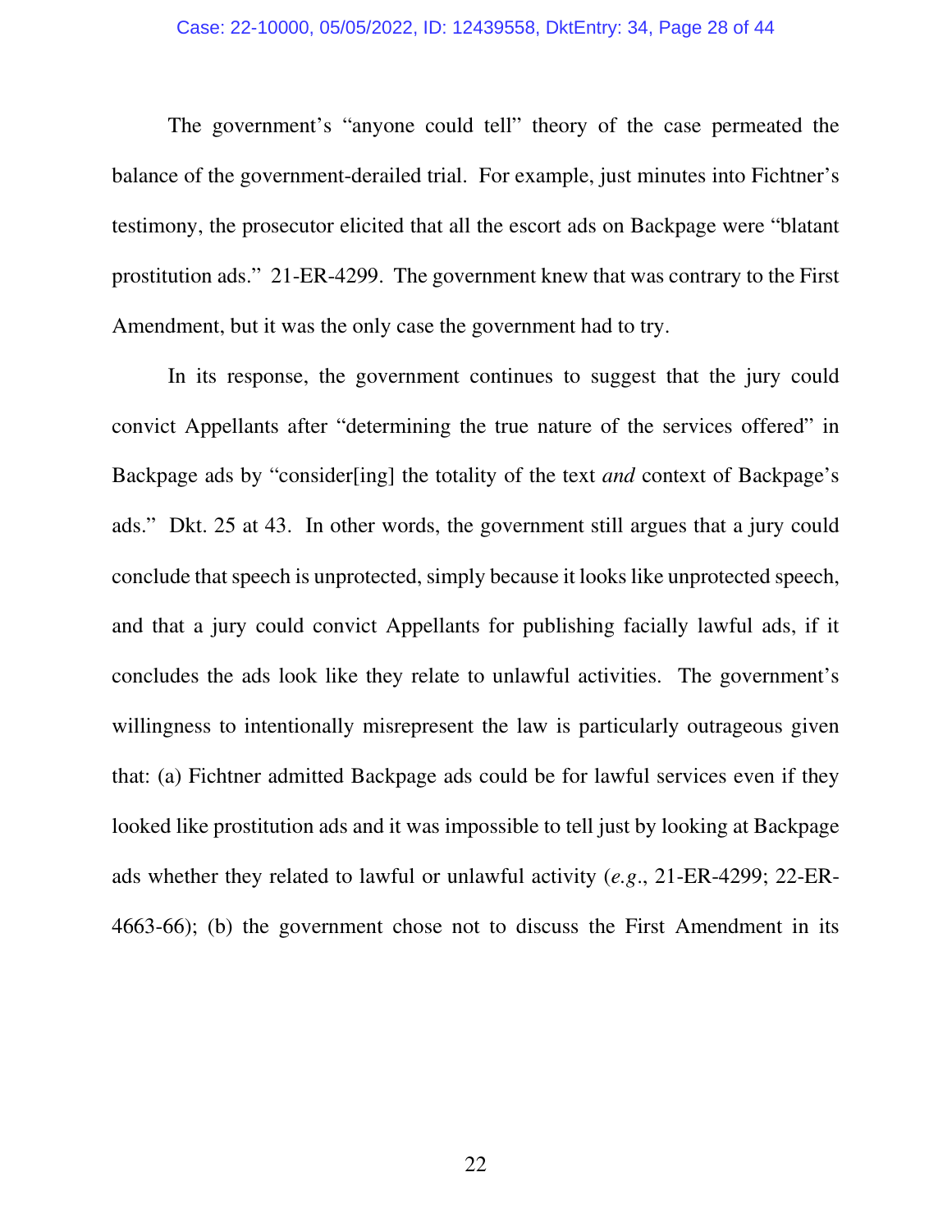The government's "anyone could tell" theory of the case permeated the balance of the government-derailed trial. For example, just minutes into Fichtner's testimony, the prosecutor elicited that all the escort ads on Backpage were "blatant prostitution ads." 21-ER-4299. The government knew that was contrary to the First Amendment, but it was the only case the government had to try.

In its response, the government continues to suggest that the jury could convict Appellants after "determining the true nature of the services offered" in Backpage ads by "consider[ing] the totality of the text *and* context of Backpage's ads." Dkt. 25 at 43. In other words, the government still argues that a jury could conclude that speech is unprotected, simply because it looks like unprotected speech, and that a jury could convict Appellants for publishing facially lawful ads, if it concludes the ads look like they relate to unlawful activities. The government's willingness to intentionally misrepresent the law is particularly outrageous given that: (a) Fichtner admitted Backpage ads could be for lawful services even if they looked like prostitution ads and it was impossible to tell just by looking at Backpage ads whether they related to lawful or unlawful activity (*e.g.*, 21-ER-4299; 22-ER-4663-66); (b) the government chose not to discuss the First Amendment in its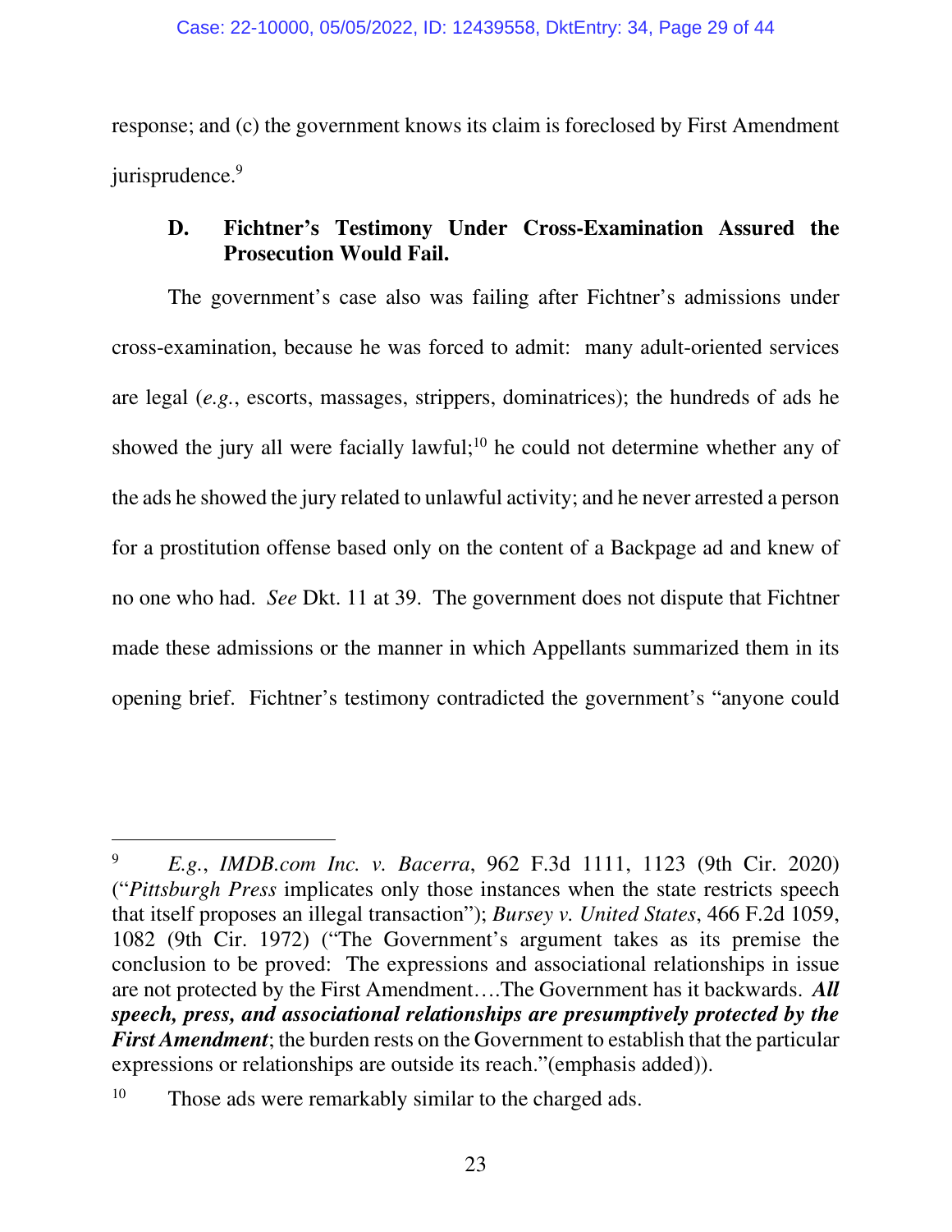response; and (c) the government knows its claim is foreclosed by First Amendment jurisprudence.[9]

### D. Fichtner's Testimony Under Cross-Examination Assured the Prosecution Would Fail.

The government's case also was failing after Fichtner's admissions under cross-examination, because he was forced to admit: many adult-oriented services are legal (*e.g.*, escorts, massages, strippers, dominatrices); the hundreds of ads he showed the jury all were facially lawful;[10] he could not determine whether any of the ads he showed the jury related to unlawful activity; and he never arrested a person for a prostitution offense based only on the content of a Backpage ad and knew of no one who had. *See* Dkt. 11 at 39. The government does not dispute that Fichtner made these admissions or the manner in which Appellants summarized them in its opening brief. Fichtner's testimony contradicted the government's "anyone could

---

[9] *E.g.*, *IMDB.com Inc. v. Bacerra*, 962 F.3d 1111, 1123 (9th Cir. 2020) ("*Pittsburgh Press* implicates only those instances when the state restricts speech that itself proposes an illegal transaction"); *Bursey v. United States*, 466 F.2d 1059, 1082 (9th Cir. 1972) ("The Government's argument takes as its premise the conclusion to be proved: The expressions and associational relationships in issue are not protected by the First Amendment….The Government has it backwards. ***All speech, press, and associational relationships are presumptively protected by the First Amendment***; the burden rests on the Government to establish that the particular expressions or relationships are outside its reach."(emphasis added)).

[10] Those ads were remarkably similar to the charged ads.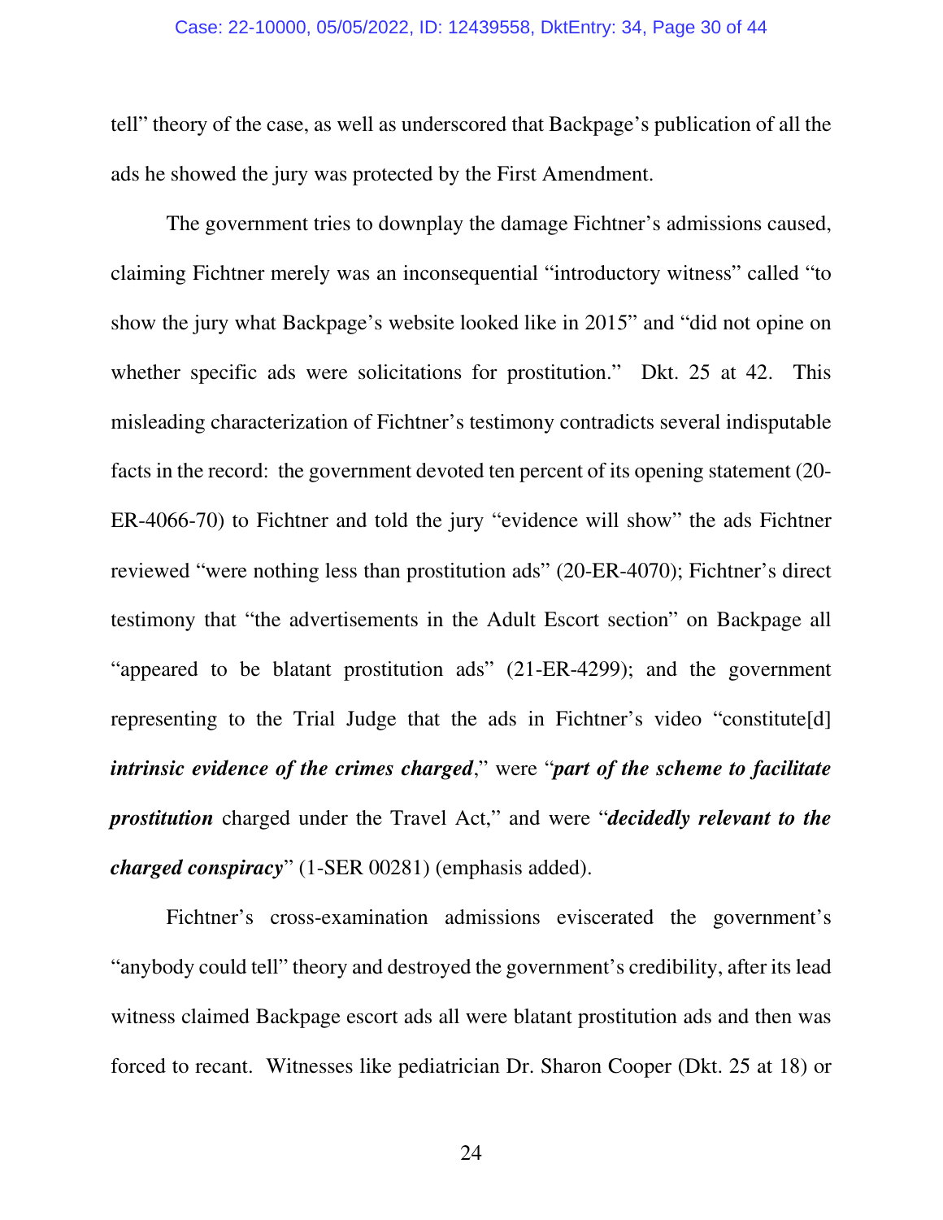tell" theory of the case, as well as underscored that Backpage's publication of all the ads he showed the jury was protected by the First Amendment.

The government tries to downplay the damage Fichtner's admissions caused, claiming Fichtner merely was an inconsequential "introductory witness" called "to show the jury what Backpage's website looked like in 2015" and "did not opine on whether specific ads were solicitations for prostitution." Dkt. 25 at 42. This misleading characterization of Fichtner's testimony contradicts several indisputable facts in the record: the government devoted ten percent of its opening statement (20-ER-4066-70) to Fichtner and told the jury "evidence will show" the ads Fichtner reviewed "were nothing less than prostitution ads" (20-ER-4070); Fichtner's direct testimony that "the advertisements in the Adult Escort section" on Backpage all "appeared to be blatant prostitution ads" (21-ER-4299); and the government representing to the Trial Judge that the ads in Fichtner's video "constitute[d] ***intrinsic evidence of the crimes charged***," were "***part of the scheme to facilitate prostitution*** charged under the Travel Act," and were "***decidedly relevant to the charged conspiracy***" (1-SER 00281) (emphasis added).

Fichtner's cross-examination admissions eviscerated the government's "anybody could tell" theory and destroyed the government's credibility, after its lead witness claimed Backpage escort ads all were blatant prostitution ads and then was forced to recant. Witnesses like pediatrician Dr. Sharon Cooper (Dkt. 25 at 18) or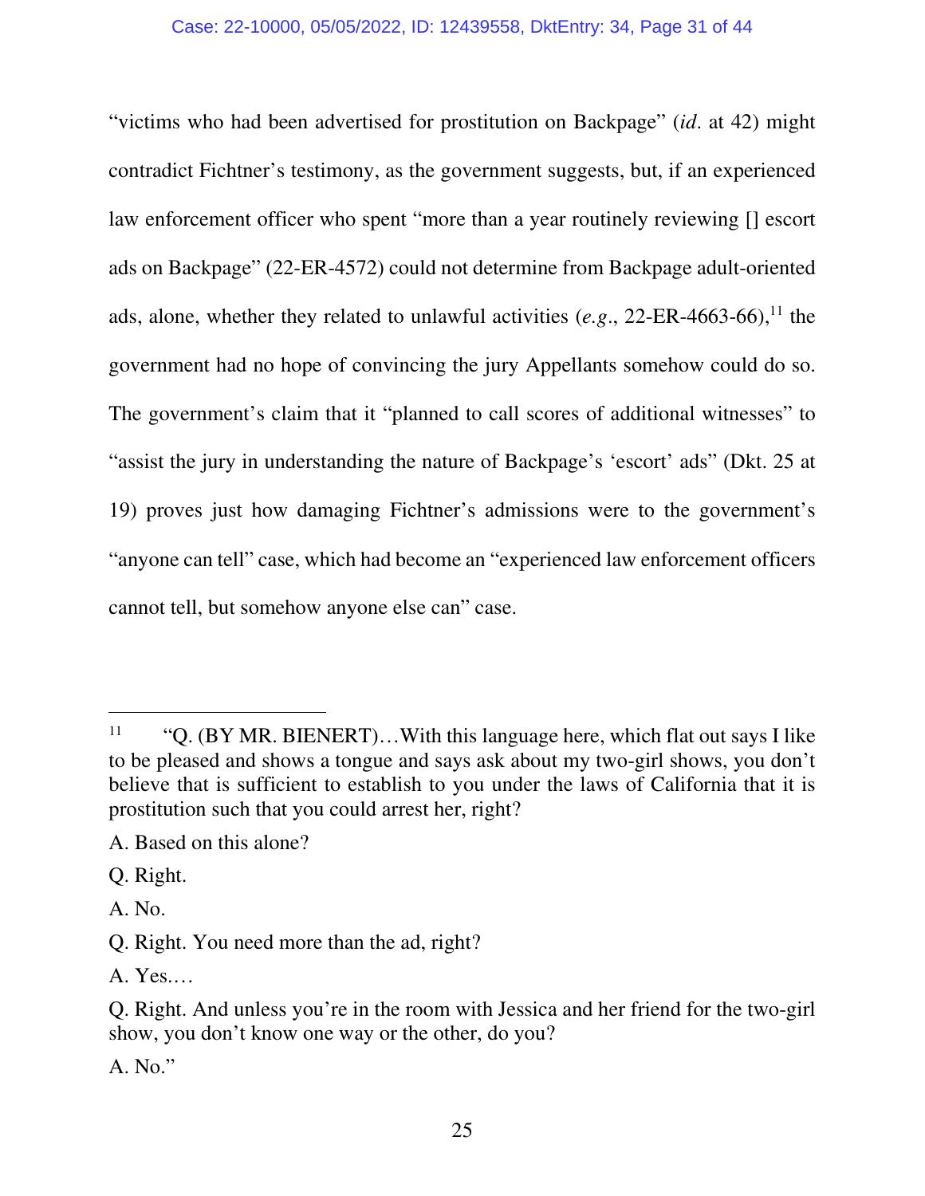"victims who had been advertised for prostitution on Backpage" (*id*. at 42) might contradict Fichtner's testimony, as the government suggests, but, if an experienced law enforcement officer who spent "more than a year routinely reviewing [] escort ads on Backpage" (22-ER-4572) could not determine from Backpage adult-oriented ads, alone, whether they related to unlawful activities (*e.g*., 22-ER-4663-66),[11] the government had no hope of convincing the jury Appellants somehow could do so. The government's claim that it "planned to call scores of additional witnesses" to "assist the jury in understanding the nature of Backpage's 'escort' ads" (Dkt. 25 at 19) proves just how damaging Fichtner's admissions were to the government's "anyone can tell" case, which had become an "experienced law enforcement officers cannot tell, but somehow anyone else can" case.

---

[11] "Q. (BY MR. BIENERT)…With this language here, which flat out says I like to be pleased and shows a tongue and says ask about my two-girl shows, you don't believe that is sufficient to establish to you under the laws of California that it is prostitution such that you could arrest her, right?

A. Based on this alone?

Q. Right.

A. No.

Q. Right. You need more than the ad, right?

A. Yes.…

Q. Right. And unless you're in the room with Jessica and her friend for the two-girl show, you don't know one way or the other, do you?

A. No."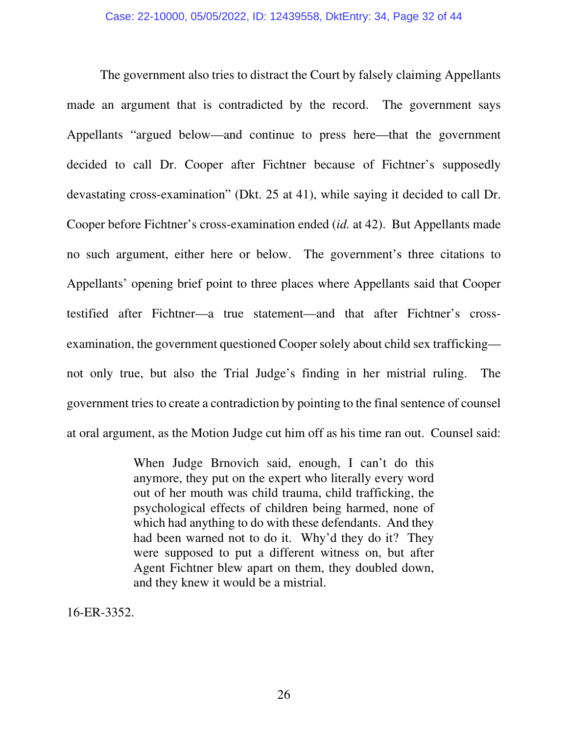The government also tries to distract the Court by falsely claiming Appellants made an argument that is contradicted by the record. The government says Appellants "argued below—and continue to press here—that the government decided to call Dr. Cooper after Fichtner because of Fichtner's supposedly devastating cross-examination" (Dkt. 25 at 41), while saying it decided to call Dr. Cooper before Fichtner's cross-examination ended (*id.* at 42). But Appellants made no such argument, either here or below. The government's three citations to Appellants' opening brief point to three places where Appellants said that Cooper testified after Fichtner—a true statement—and that after Fichtner's cross-examination, the government questioned Cooper solely about child sex trafficking—not only true, but also the Trial Judge's finding in her mistrial ruling. The government tries to create a contradiction by pointing to the final sentence of counsel at oral argument, as the Motion Judge cut him off as his time ran out. Counsel said:

> When Judge Brnovich said, enough, I can't do this anymore, they put on the expert who literally every word out of her mouth was child trauma, child trafficking, the psychological effects of children being harmed, none of which had anything to do with these defendants. And they had been warned not to do it. Why'd they do it? They were supposed to put a different witness on, but after Agent Fichtner blew apart on them, they doubled down, and they knew it would be a mistrial.

16-ER-3352.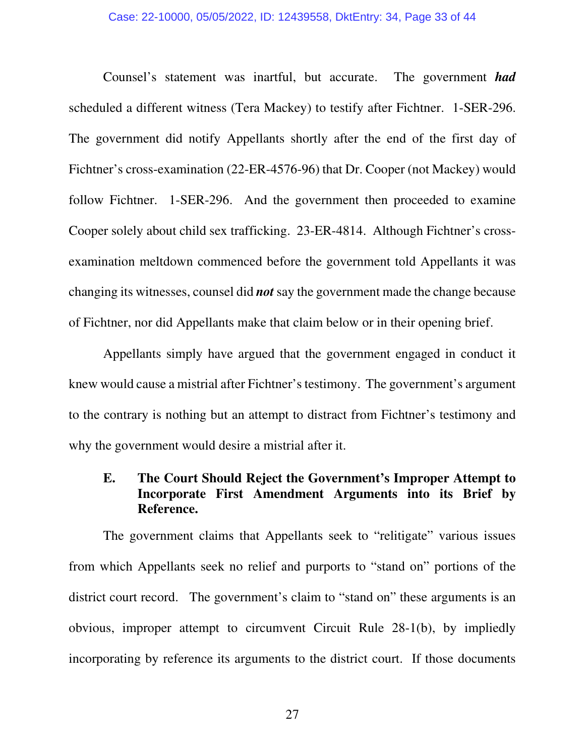Counsel's statement was inartful, but accurate. The government ***had*** scheduled a different witness (Tera Mackey) to testify after Fichtner. 1-SER-296. The government did notify Appellants shortly after the end of the first day of Fichtner's cross-examination (22-ER-4576-96) that Dr. Cooper (not Mackey) would follow Fichtner. 1-SER-296. And the government then proceeded to examine Cooper solely about child sex trafficking. 23-ER-4814. Although Fichtner's cross-examination meltdown commenced before the government told Appellants it was changing its witnesses, counsel did ***not*** say the government made the change because of Fichtner, nor did Appellants make that claim below or in their opening brief.

Appellants simply have argued that the government engaged in conduct it knew would cause a mistrial after Fichtner's testimony. The government's argument to the contrary is nothing but an attempt to distract from Fichtner's testimony and why the government would desire a mistrial after it.

### E. The Court Should Reject the Government's Improper Attempt to Incorporate First Amendment Arguments into its Brief by Reference.

The government claims that Appellants seek to "relitigate" various issues from which Appellants seek no relief and purports to "stand on" portions of the district court record. The government's claim to "stand on" these arguments is an obvious, improper attempt to circumvent Circuit Rule 28-1(b), by impliedly incorporating by reference its arguments to the district court. If those documents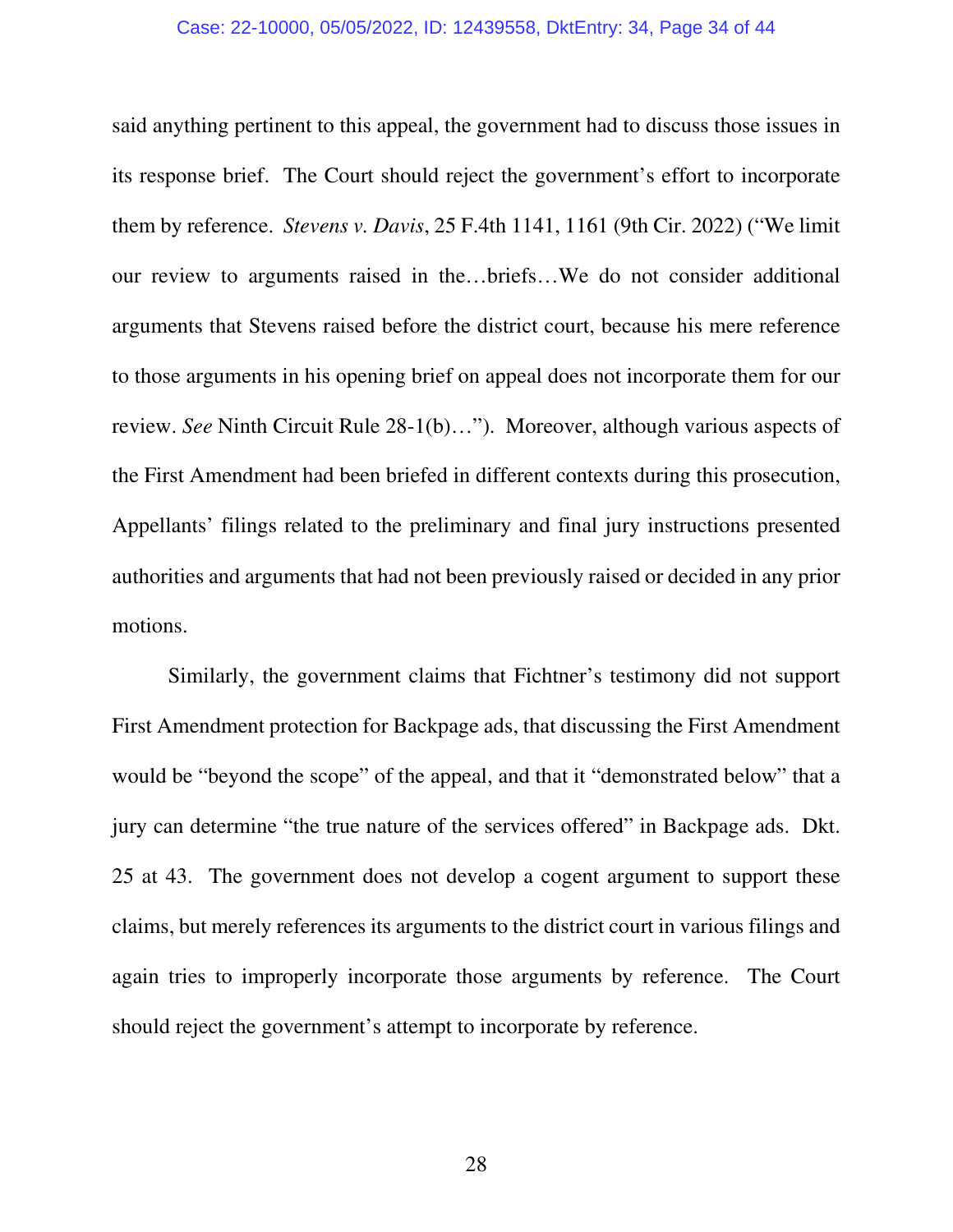said anything pertinent to this appeal, the government had to discuss those issues in its response brief. The Court should reject the government's effort to incorporate them by reference. *Stevens v. Davis*, 25 F.4th 1141, 1161 (9th Cir. 2022) ("We limit our review to arguments raised in the…briefs…We do not consider additional arguments that Stevens raised before the district court, because his mere reference to those arguments in his opening brief on appeal does not incorporate them for our review. *See* Ninth Circuit Rule 28-1(b)…"). Moreover, although various aspects of the First Amendment had been briefed in different contexts during this prosecution, Appellants' filings related to the preliminary and final jury instructions presented authorities and arguments that had not been previously raised or decided in any prior motions.

Similarly, the government claims that Fichtner's testimony did not support First Amendment protection for Backpage ads, that discussing the First Amendment would be "beyond the scope" of the appeal, and that it "demonstrated below" that a jury can determine "the true nature of the services offered" in Backpage ads. Dkt. 25 at 43. The government does not develop a cogent argument to support these claims, but merely references its arguments to the district court in various filings and again tries to improperly incorporate those arguments by reference. The Court should reject the government's attempt to incorporate by reference.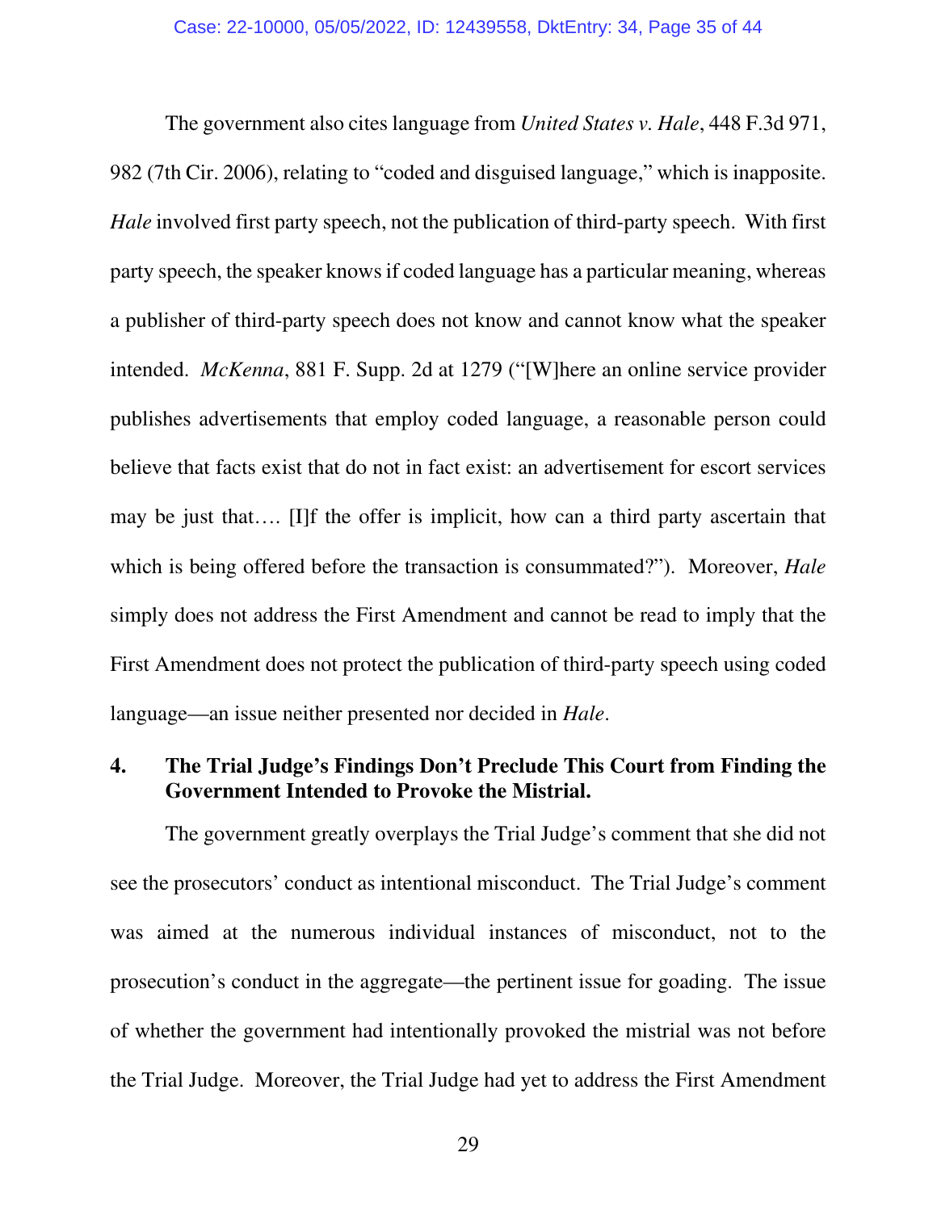The government also cites language from *United States v. Hale*, 448 F.3d 971, 982 (7th Cir. 2006), relating to "coded and disguised language," which is inapposite. *Hale* involved first party speech, not the publication of third-party speech. With first party speech, the speaker knows if coded language has a particular meaning, whereas a publisher of third-party speech does not know and cannot know what the speaker intended. *McKenna*, 881 F. Supp. 2d at 1279 ("[W]here an online service provider publishes advertisements that employ coded language, a reasonable person could believe that facts exist that do not in fact exist: an advertisement for escort services may be just that…. [I]f the offer is implicit, how can a third party ascertain that which is being offered before the transaction is consummated?"). Moreover, *Hale* simply does not address the First Amendment and cannot be read to imply that the First Amendment does not protect the publication of third-party speech using coded language—an issue neither presented nor decided in *Hale*.

## 4. The Trial Judge's Findings Don't Preclude This Court from Finding the Government Intended to Provoke the Mistrial.

The government greatly overplays the Trial Judge's comment that she did not see the prosecutors' conduct as intentional misconduct. The Trial Judge's comment was aimed at the numerous individual instances of misconduct, not to the prosecution's conduct in the aggregate—the pertinent issue for goading. The issue of whether the government had intentionally provoked the mistrial was not before the Trial Judge. Moreover, the Trial Judge had yet to address the First Amendment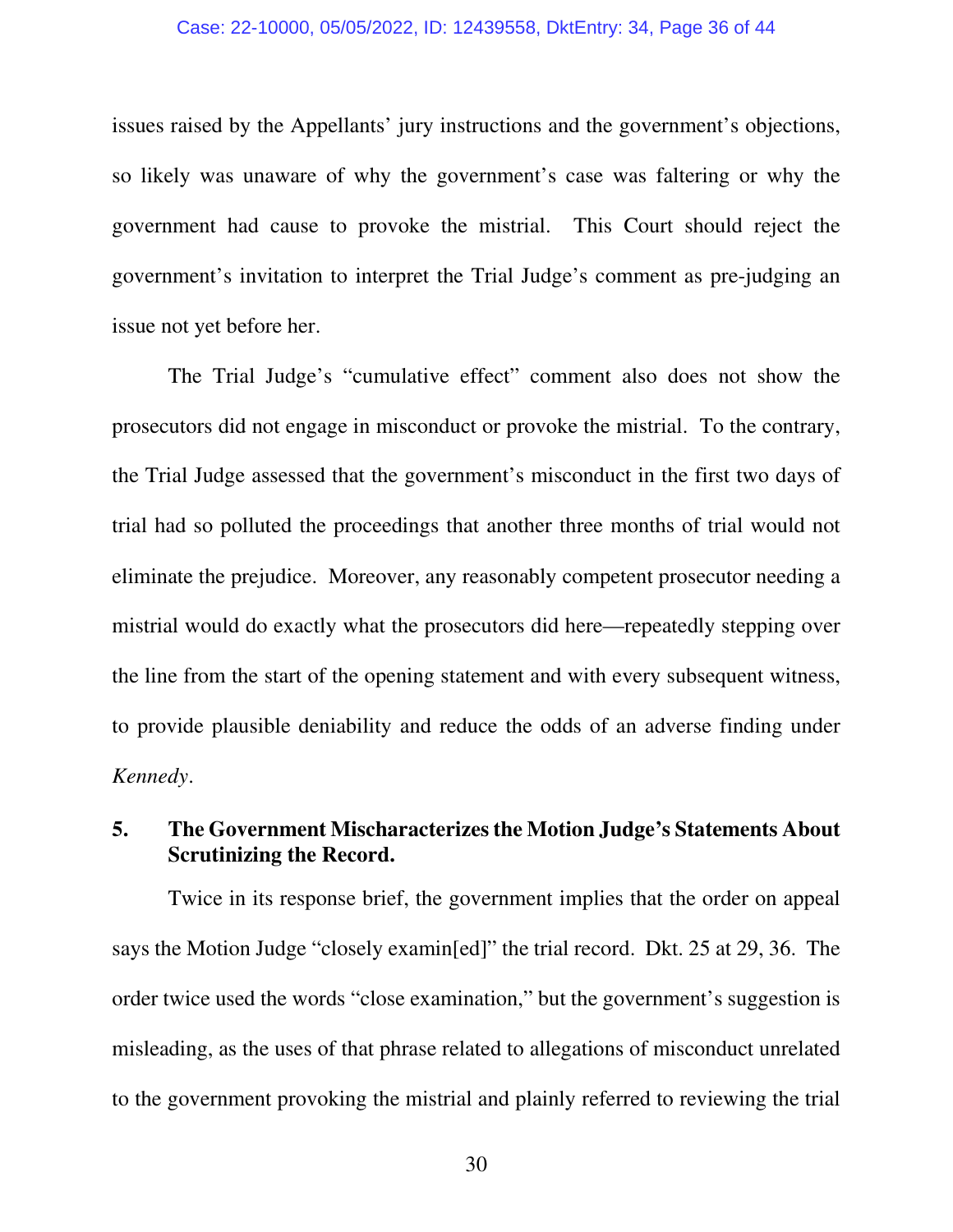issues raised by the Appellants' jury instructions and the government's objections, so likely was unaware of why the government's case was faltering or why the government had cause to provoke the mistrial. This Court should reject the government's invitation to interpret the Trial Judge's comment as pre-judging an issue not yet before her.

The Trial Judge's "cumulative effect" comment also does not show the prosecutors did not engage in misconduct or provoke the mistrial. To the contrary, the Trial Judge assessed that the government's misconduct in the first two days of trial had so polluted the proceedings that another three months of trial would not eliminate the prejudice. Moreover, any reasonably competent prosecutor needing a mistrial would do exactly what the prosecutors did here—repeatedly stepping over the line from the start of the opening statement and with every subsequent witness, to provide plausible deniability and reduce the odds of an adverse finding under *Kennedy*.

### 5. The Government Mischaracterizes the Motion Judge's Statements About Scrutinizing the Record.

Twice in its response brief, the government implies that the order on appeal says the Motion Judge "closely examin[ed]" the trial record. Dkt. 25 at 29, 36. The order twice used the words "close examination," but the government's suggestion is misleading, as the uses of that phrase related to allegations of misconduct unrelated to the government provoking the mistrial and plainly referred to reviewing the trial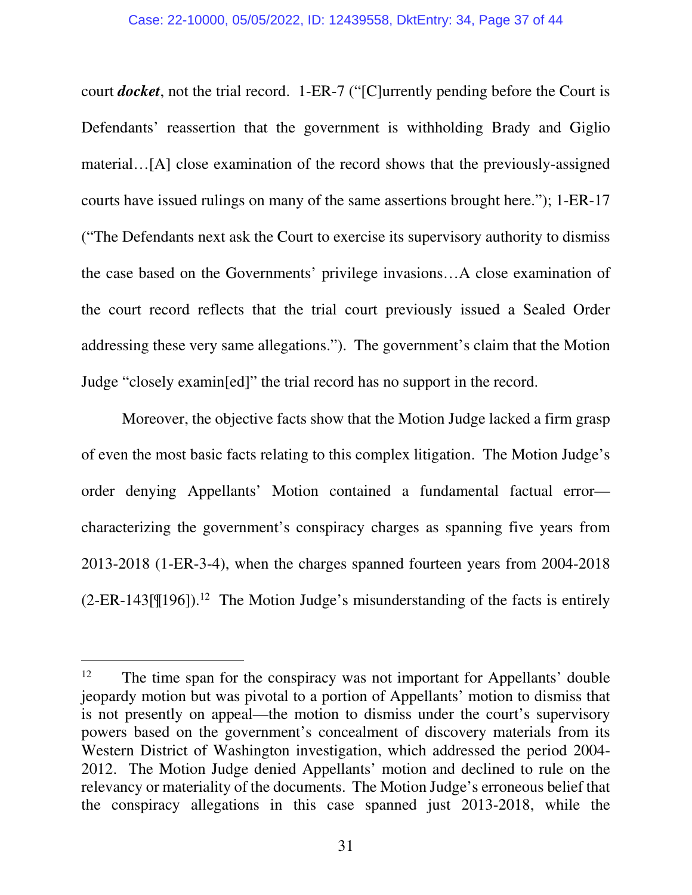court ***docket***, not the trial record. 1-ER-7 ("[C]urrently pending before the Court is Defendants' reassertion that the government is withholding Brady and Giglio material…[A] close examination of the record shows that the previously-assigned courts have issued rulings on many of the same assertions brought here."); 1-ER-17 ("The Defendants next ask the Court to exercise its supervisory authority to dismiss the case based on the Governments' privilege invasions…A close examination of the court record reflects that the trial court previously issued a Sealed Order addressing these very same allegations."). The government's claim that the Motion Judge "closely examin[ed]" the trial record has no support in the record.

Moreover, the objective facts show that the Motion Judge lacked a firm grasp of even the most basic facts relating to this complex litigation. The Motion Judge's order denying Appellants' Motion contained a fundamental factual error—characterizing the government's conspiracy charges as spanning five years from 2013-2018 (1-ER-3-4), when the charges spanned fourteen years from 2004-2018 (2-ER-143[¶196]).[12] The Motion Judge's misunderstanding of the facts is entirely

---

[12] The time span for the conspiracy was not important for Appellants' double jeopardy motion but was pivotal to a portion of Appellants' motion to dismiss that is not presently on appeal—the motion to dismiss under the court's supervisory powers based on the government's concealment of discovery materials from its Western District of Washington investigation, which addressed the period 2004-2012. The Motion Judge denied Appellants' motion and declined to rule on the relevancy or materiality of the documents. The Motion Judge's erroneous belief that the conspiracy allegations in this case spanned just 2013-2018, while the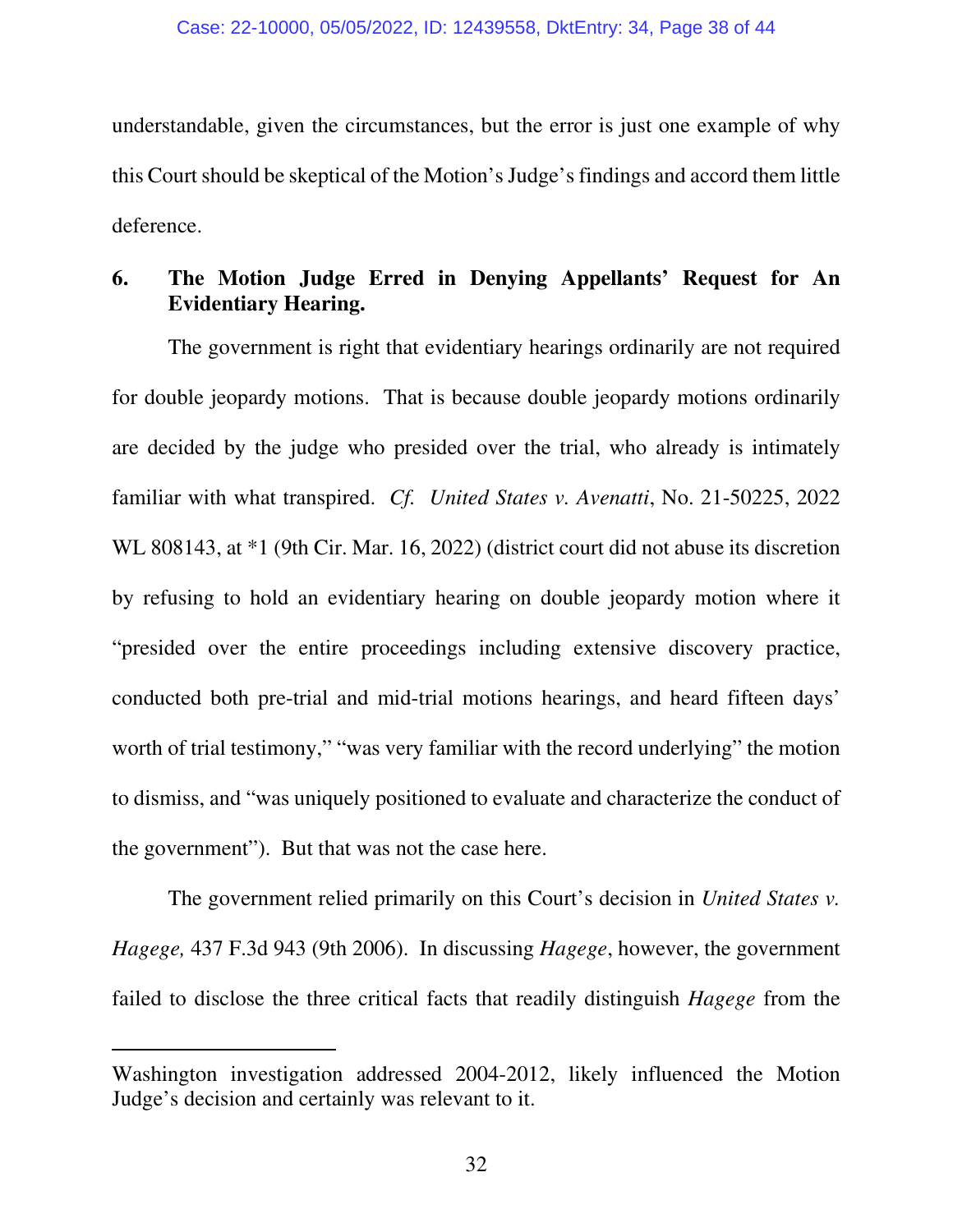understandable, given the circumstances, but the error is just one example of why this Court should be skeptical of the Motion's Judge's findings and accord them little deference.

### 6. The Motion Judge Erred in Denying Appellants' Request for An Evidentiary Hearing.

The government is right that evidentiary hearings ordinarily are not required for double jeopardy motions. That is because double jeopardy motions ordinarily are decided by the judge who presided over the trial, who already is intimately familiar with what transpired. *Cf. United States v. Avenatti*, No. 21-50225, 2022 WL 808143, at *1 (9th Cir. Mar. 16, 2022) (district court did not abuse its discretion by refusing to hold an evidentiary hearing on double jeopardy motion where it "presided over the entire proceedings including extensive discovery practice, conducted both pre-trial and mid-trial motions hearings, and heard fifteen days' worth of trial testimony," "was very familiar with the record underlying" the motion to dismiss, and "was uniquely positioned to evaluate and characterize the conduct of the government"). But that was not the case here.

The government relied primarily on this Court's decision in *United States v. Hagege,* 437 F.3d 943 (9th 2006). In discussing *Hagege*, however, the government failed to disclose the three critical facts that readily distinguish *Hagege* from the

---

Washington investigation addressed 2004-2012, likely influenced the Motion Judge's decision and certainly was relevant to it.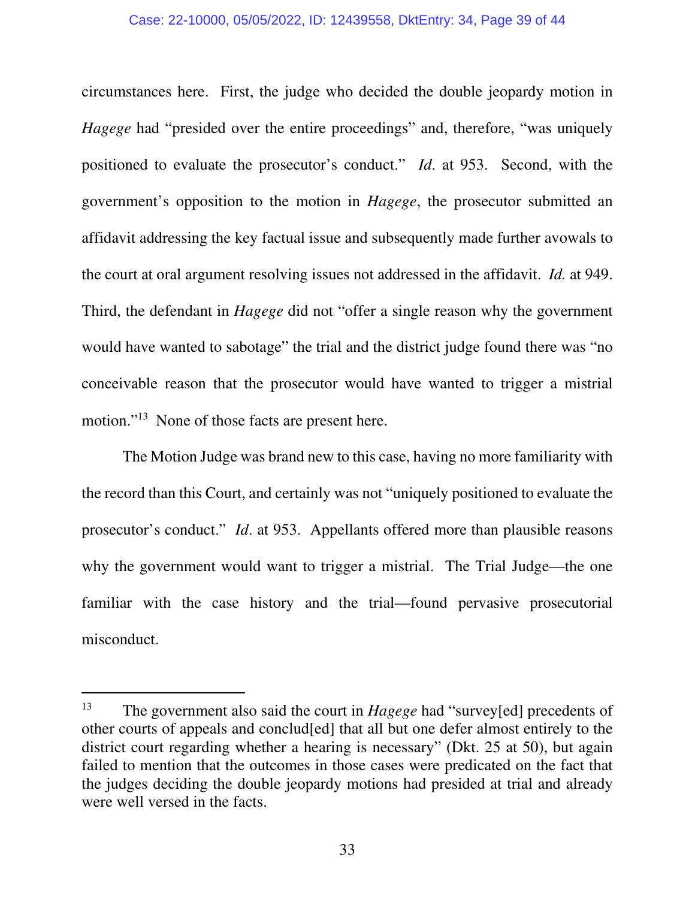circumstances here. First, the judge who decided the double jeopardy motion in *Hagege* had "presided over the entire proceedings" and, therefore, "was uniquely positioned to evaluate the prosecutor's conduct." *Id*. at 953. Second, with the government's opposition to the motion in *Hagege*, the prosecutor submitted an affidavit addressing the key factual issue and subsequently made further avowals to the court at oral argument resolving issues not addressed in the affidavit. *Id.* at 949. Third, the defendant in *Hagege* did not "offer a single reason why the government would have wanted to sabotage" the trial and the district judge found there was "no conceivable reason that the prosecutor would have wanted to trigger a mistrial motion."[13] None of those facts are present here.

The Motion Judge was brand new to this case, having no more familiarity with the record than this Court, and certainly was not "uniquely positioned to evaluate the prosecutor's conduct." *Id*. at 953. Appellants offered more than plausible reasons why the government would want to trigger a mistrial. The Trial Judge—the one familiar with the case history and the trial—found pervasive prosecutorial misconduct.

---

[13] The government also said the court in *Hagege* had "survey[ed] precedents of other courts of appeals and conclud[ed] that all but one defer almost entirely to the district court regarding whether a hearing is necessary" (Dkt. 25 at 50), but again failed to mention that the outcomes in those cases were predicated on the fact that the judges deciding the double jeopardy motions had presided at trial and already were well versed in the facts.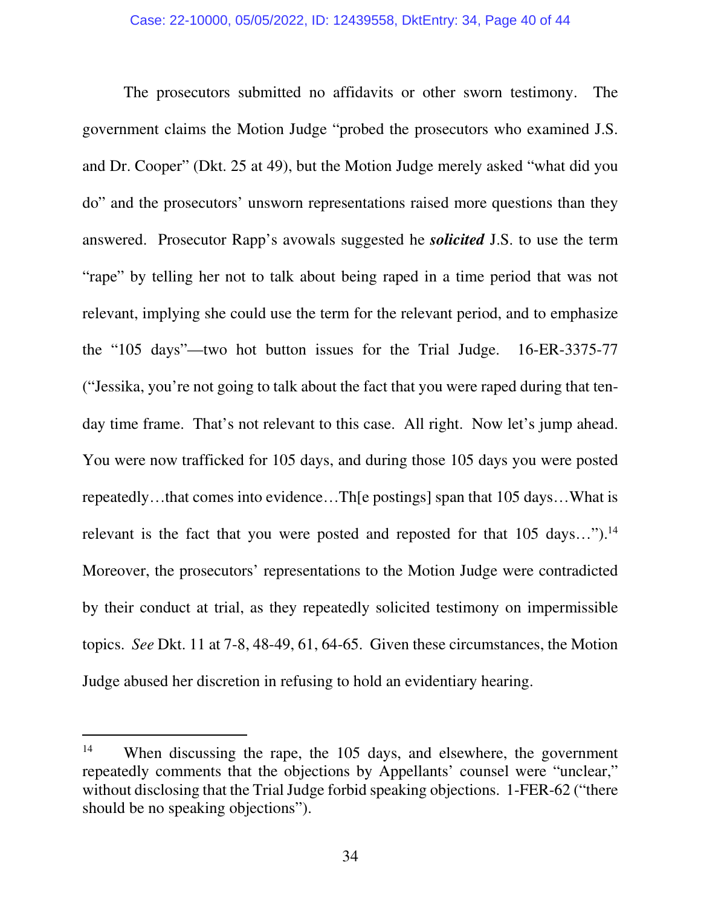The prosecutors submitted no affidavits or other sworn testimony. The government claims the Motion Judge "probed the prosecutors who examined J.S. and Dr. Cooper" (Dkt. 25 at 49), but the Motion Judge merely asked "what did you do" and the prosecutors' unsworn representations raised more questions than they answered. Prosecutor Rapp's avowals suggested he ***solicited*** J.S. to use the term "rape" by telling her not to talk about being raped in a time period that was not relevant, implying she could use the term for the relevant period, and to emphasize the "105 days"—two hot button issues for the Trial Judge. 16-ER-3375-77 ("Jessika, you're not going to talk about the fact that you were raped during that ten-day time frame. That's not relevant to this case. All right. Now let's jump ahead. You were now trafficked for 105 days, and during those 105 days you were posted repeatedly…that comes into evidence…Th[e postings] span that 105 days…What is relevant is the fact that you were posted and reposted for that 105 days…").[14] Moreover, the prosecutors' representations to the Motion Judge were contradicted by their conduct at trial, as they repeatedly solicited testimony on impermissible topics. *See* Dkt. 11 at 7-8, 48-49, 61, 64-65. Given these circumstances, the Motion Judge abused her discretion in refusing to hold an evidentiary hearing.

---

[14] When discussing the rape, the 105 days, and elsewhere, the government repeatedly comments that the objections by Appellants' counsel were "unclear," without disclosing that the Trial Judge forbid speaking objections. 1-FER-62 ("there should be no speaking objections").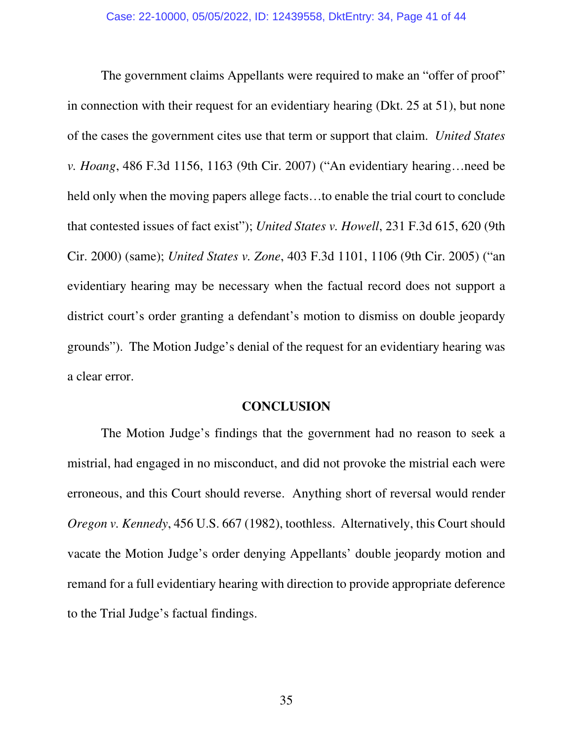The government claims Appellants were required to make an "offer of proof" in connection with their request for an evidentiary hearing (Dkt. 25 at 51), but none of the cases the government cites use that term or support that claim. *United States v. Hoang*, 486 F.3d 1156, 1163 (9th Cir. 2007) ("An evidentiary hearing…need be held only when the moving papers allege facts…to enable the trial court to conclude that contested issues of fact exist"); *United States v. Howell*, 231 F.3d 615, 620 (9th Cir. 2000) (same); *United States v. Zone*, 403 F.3d 1101, 1106 (9th Cir. 2005) ("an evidentiary hearing may be necessary when the factual record does not support a district court's order granting a defendant's motion to dismiss on double jeopardy grounds"). The Motion Judge's denial of the request for an evidentiary hearing was a clear error.

## CONCLUSION

The Motion Judge's findings that the government had no reason to seek a mistrial, had engaged in no misconduct, and did not provoke the mistrial each were erroneous, and this Court should reverse. Anything short of reversal would render *Oregon v. Kennedy*, 456 U.S. 667 (1982), toothless. Alternatively, this Court should vacate the Motion Judge's order denying Appellants' double jeopardy motion and remand for a full evidentiary hearing with direction to provide appropriate deference to the Trial Judge's factual findings.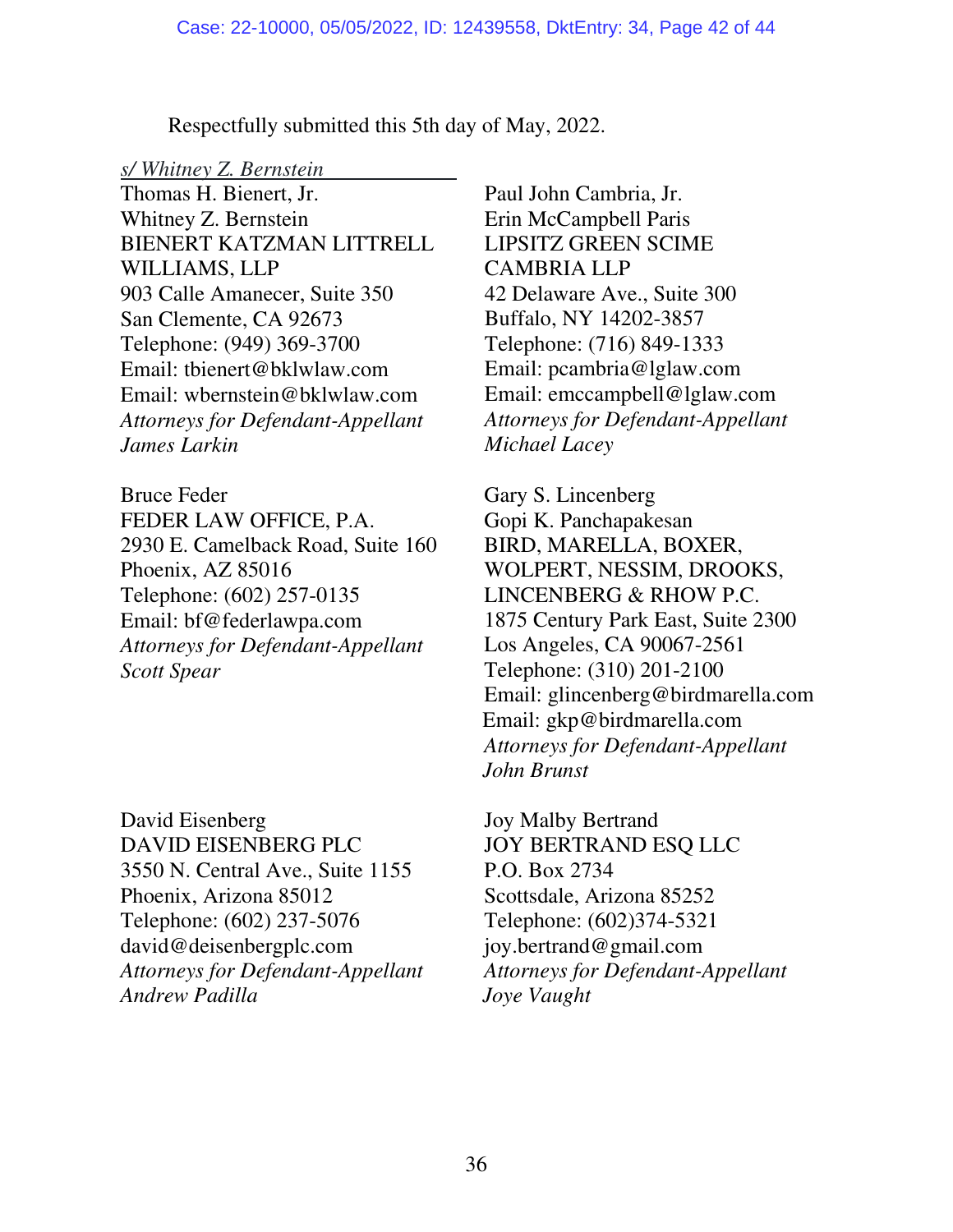Respectfully submitted this 5th day of May, 2022.

*s/ Whitney Z. Bernstein*
Thomas H. Bienert, Jr.
Whitney Z. Bernstein
BIENERT KATZMAN LITTRELL WILLIAMS, LLP
903 Calle Amanecer, Suite 350
San Clemente, CA 92673
Telephone: (949) 369-3700
Email: tbienert@bklwlaw.com
Email: wbernstein@bklwlaw.com
*Attorneys for Defendant-Appellant James Larkin*

Paul John Cambria, Jr.
Erin McCampbell Paris
LIPSITZ GREEN SCIME CAMBRIA LLP
42 Delaware Ave., Suite 300
Buffalo, NY 14202-3857
Telephone: (716) 849-1333
Email: pcambria@lglaw.com
Email: emccampbell@lglaw.com
*Attorneys for Defendant-Appellant Michael Lacey*

Bruce Feder
FEDER LAW OFFICE, P.A.
2930 E. Camelback Road, Suite 160
Phoenix, AZ 85016
Telephone: (602) 257-0135
Email: bf@federlawpa.com
*Attorneys for Defendant-Appellant Scott Spear*

Gary S. Lincenberg
Gopi K. Panchapakesan
BIRD, MARELLA, BOXER, WOLPERT, NESSIM, DROOKS, LINCENBERG & RHOW P.C.
1875 Century Park East, Suite 2300
Los Angeles, CA 90067-2561
Telephone: (310) 201-2100
Email: glincenberg@birdmarella.com
Email: gkp@birdmarella.com
*Attorneys for Defendant-Appellant John Brunst*

David Eisenberg
DAVID EISENBERG PLC
3550 N. Central Ave., Suite 1155
Phoenix, Arizona 85012
Telephone: (602) 237-5076
david@deisenbergplc.com
*Attorneys for Defendant-Appellant Andrew Padilla*

Joy Malby Bertrand
JOY BERTRAND ESQ LLC
P.O. Box 2734
Scottsdale, Arizona 85252
Telephone: (602)374-5321
joy.bertrand@gmail.com
*Attorneys for Defendant-Appellant Joye Vaught*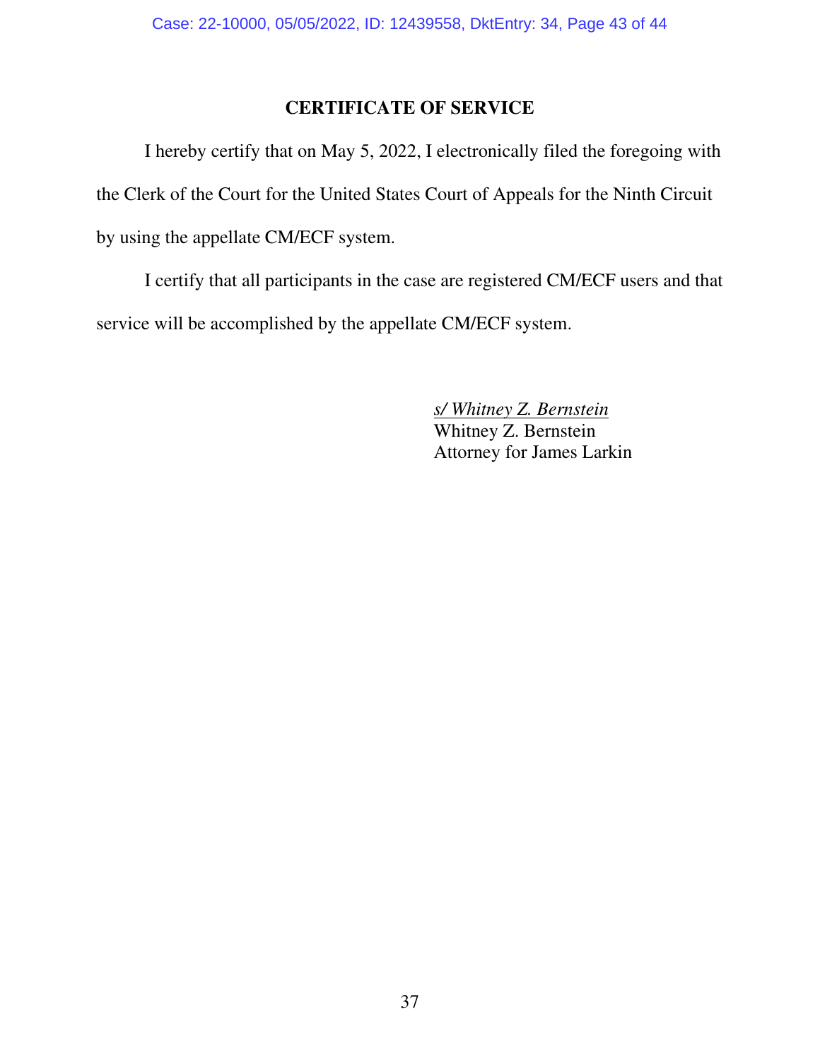## CERTIFICATE OF SERVICE

I hereby certify that on May 5, 2022, I electronically filed the foregoing with the Clerk of the Court for the United States Court of Appeals for the Ninth Circuit by using the appellate CM/ECF system.

I certify that all participants in the case are registered CM/ECF users and that service will be accomplished by the appellate CM/ECF system.

*s/ Whitney Z. Bernstein*
Whitney Z. Bernstein
Attorney for James Larkin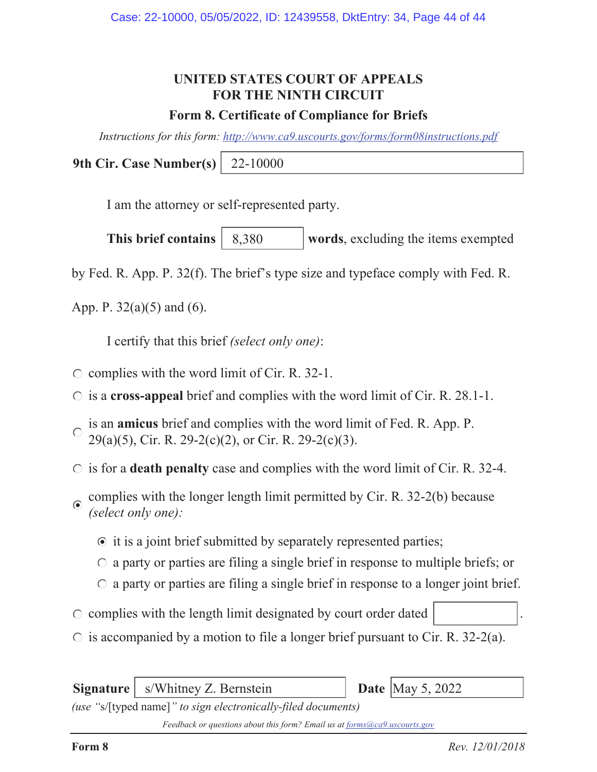**UNITED STATES COURT OF APPEALS**
**FOR THE NINTH CIRCUIT**

**Form 8. Certificate of Compliance for Briefs**

*Instructions for this form: http://www.ca9.uscourts.gov/forms/form08instructions.pdf*

**9th Cir. Case Number(s)** 22-10000

I am the attorney or self-represented party.

**This brief contains** 8,380 **words**, excluding the items exempted by Fed. R. App. P. 32(f). The brief's type size and typeface comply with Fed. R. App. P. 32(a)(5) and (6).

I certify that this brief *(select only one)*:

- ○ complies with the word limit of Cir. R. 32-1.
- ○ is a **cross-appeal** brief and complies with the word limit of Cir. R. 28.1-1.
- ○ is an **amicus** brief and complies with the word limit of Fed. R. App. P. 29(a)(5), Cir. R. 29-2(c)(2), or Cir. R. 29-2(c)(3).
- ○ is for a **death penalty** case and complies with the word limit of Cir. R. 32-4.
- ◉ complies with the longer length limit permitted by Cir. R. 32-2(b) because *(select only one):*
  - ◉ it is a joint brief submitted by separately represented parties;
  - ○ a party or parties are filing a single brief in response to multiple briefs; or
  - ○ a party or parties are filing a single brief in response to a longer joint brief.
- ○ complies with the length limit designated by court order dated ______.
- ○ is accompanied by a motion to file a longer brief pursuant to Cir. R. 32-2(a).

**Signature** s/Whitney Z. Bernstein **Date** May 5, 2022

*(use "*s/[typed name]*" to sign electronically-filed documents)*

*Feedback or questions about this form? Email us at forms@ca9.uscourts.gov*

**Form 8** *Rev. 12/01/2018*